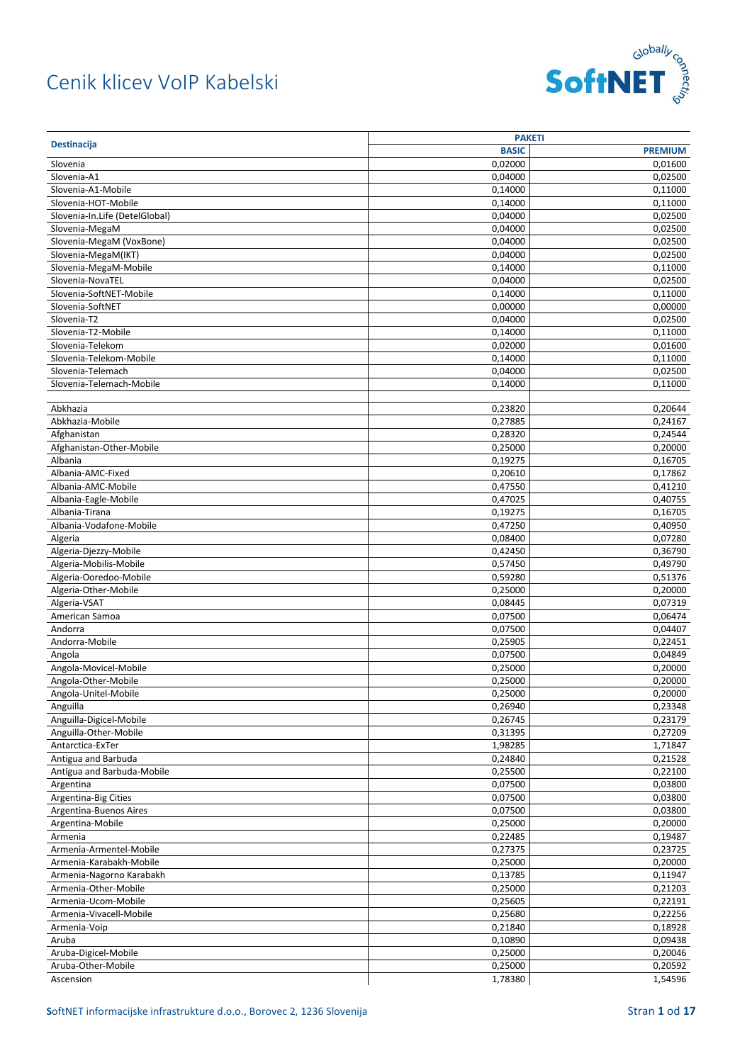# Cenik klicev VoIP Kabelski

| Destinacija | PAKETI | |
|---|---|---|
| | BASIC | PREMIUM |
| Slovenia | 0,02000 | 0,01600 |
| Slovenia-A1 | 0,04000 | 0,02500 |
| Slovenia-A1-Mobile | 0,14000 | 0,11000 |
| Slovenia-HOT-Mobile | 0,14000 | 0,11000 |
| Slovenia-In.Life (DetelGlobal) | 0,04000 | 0,02500 |
| Slovenia-MegaM | 0,04000 | 0,02500 |
| Slovenia-MegaM (VoxBone) | 0,04000 | 0,02500 |
| Slovenia-MegaM(IKT) | 0,04000 | 0,02500 |
| Slovenia-MegaM-Mobile | 0,14000 | 0,11000 |
| Slovenia-NovaTEL | 0,04000 | 0,02500 |
| Slovenia-SoftNET-Mobile | 0,14000 | 0,11000 |
| Slovenia-SoftNET | 0,00000 | 0,00000 |
| Slovenia-T2 | 0,04000 | 0,02500 |
| Slovenia-T2-Mobile | 0,14000 | 0,11000 |
| Slovenia-Telekom | 0,02000 | 0,01600 |
| Slovenia-Telekom-Mobile | 0,14000 | 0,11000 |
| Slovenia-Telemach | 0,04000 | 0,02500 |
| Slovenia-Telemach-Mobile | 0,14000 | 0,11000 |
| | | |
| Abkhazia | 0,23820 | 0,20644 |
| Abkhazia-Mobile | 0,27885 | 0,24167 |
| Afghanistan | 0,28320 | 0,24544 |
| Afghanistan-Other-Mobile | 0,25000 | 0,20000 |
| Albania | 0,19275 | 0,16705 |
| Albania-AMC-Fixed | 0,20610 | 0,17862 |
| Albania-AMC-Mobile | 0,47550 | 0,41210 |
| Albania-Eagle-Mobile | 0,47025 | 0,40755 |
| Albania-Tirana | 0,19275 | 0,16705 |
| Albania-Vodafone-Mobile | 0,47250 | 0,40950 |
| Algeria | 0,08400 | 0,07280 |
| Algeria-Djezzy-Mobile | 0,42450 | 0,36790 |
| Algeria-Mobilis-Mobile | 0,57450 | 0,49790 |
| Algeria-Ooredoo-Mobile | 0,59280 | 0,51376 |
| Algeria-Other-Mobile | 0,25000 | 0,20000 |
| Algeria-VSAT | 0,08445 | 0,07319 |
| American Samoa | 0,07500 | 0,06474 |
| Andorra | 0,07500 | 0,04407 |
| Andorra-Mobile | 0,25905 | 0,22451 |
| Angola | 0,07500 | 0,04849 |
| Angola-Movicel-Mobile | 0,25000 | 0,20000 |
| Angola-Other-Mobile | 0,25000 | 0,20000 |
| Angola-Unitel-Mobile | 0,25000 | 0,20000 |
| Anguilla | 0,26940 | 0,23348 |
| Anguilla-Digicel-Mobile | 0,26745 | 0,23179 |
| Anguilla-Other-Mobile | 0,31395 | 0,27209 |
| Antarctica-ExTer | 1,98285 | 1,71847 |
| Antigua and Barbuda | 0,24840 | 0,21528 |
| Antigua and Barbuda-Mobile | 0,25500 | 0,22100 |
| Argentina | 0,07500 | 0,03800 |
| Argentina-Big Cities | 0,07500 | 0,03800 |
| Argentina-Buenos Aires | 0,07500 | 0,03800 |
| Argentina-Mobile | 0,25000 | 0,20000 |
| Armenia | 0,22485 | 0,19487 |
| Armenia-Armentel-Mobile | 0,27375 | 0,23725 |
| Armenia-Karabakh-Mobile | 0,25000 | 0,20000 |
| Armenia-Nagorno Karabakh | 0,13785 | 0,11947 |
| Armenia-Other-Mobile | 0,25000 | 0,21203 |
| Armenia-Ucom-Mobile | 0,25605 | 0,22191 |
| Armenia-Vivacell-Mobile | 0,25680 | 0,22256 |
| Armenia-Voip | 0,21840 | 0,18928 |
| Aruba | 0,10890 | 0,09438 |
| Aruba-Digicel-Mobile | 0,25000 | 0,20046 |
| Aruba-Other-Mobile | 0,25000 | 0,20592 |
| Ascension | 1,78380 | 1,54596 |

SoftNET informacijske infrastrukture d.o.o., Borovec 2, 1236 Slovenija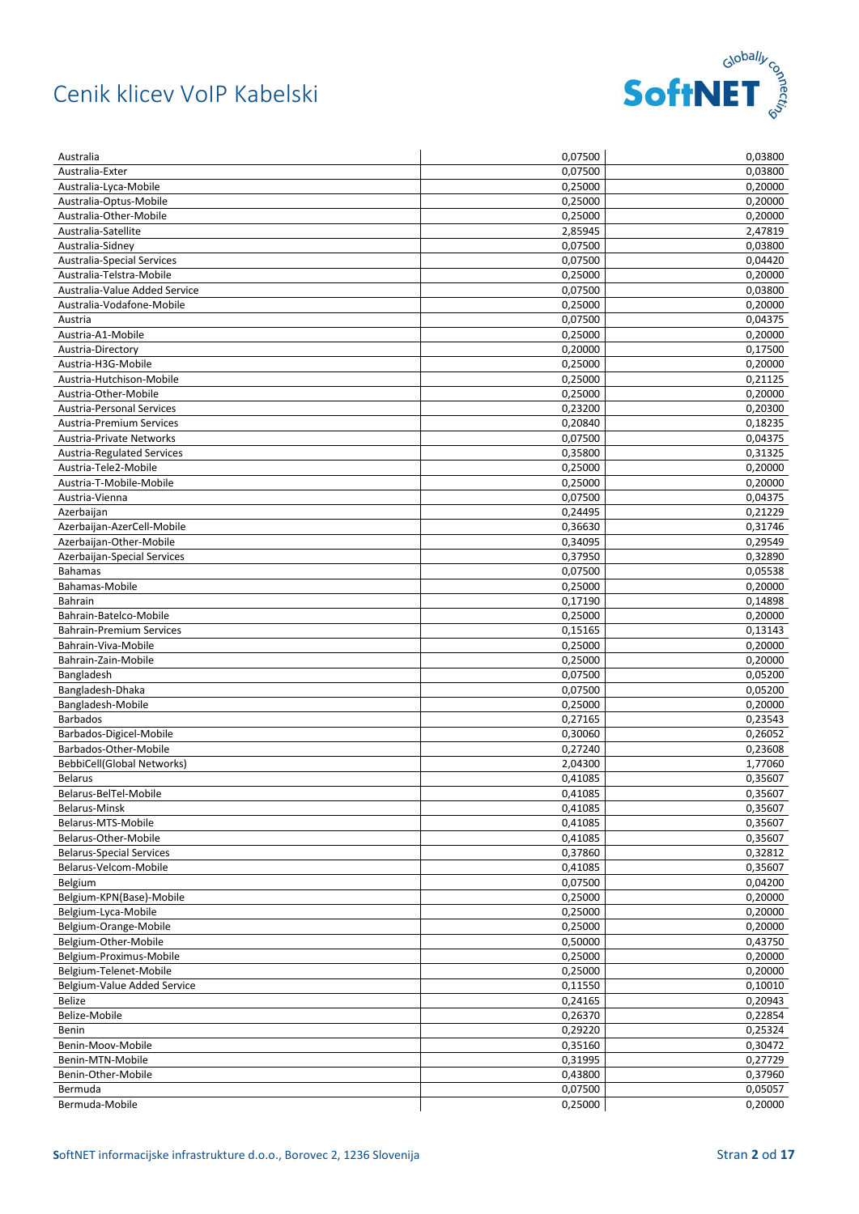# Cenik klicev VoIP Kabelski

| | | |
|---|---|---|
| Australia | 0,07500 | 0,03800 |
| Australia-Exter | 0,07500 | 0,03800 |
| Australia-Lyca-Mobile | 0,25000 | 0,20000 |
| Australia-Optus-Mobile | 0,25000 | 0,20000 |
| Australia-Other-Mobile | 0,25000 | 0,20000 |
| Australia-Satellite | 2,85945 | 2,47819 |
| Australia-Sidney | 0,07500 | 0,03800 |
| Australia-Special Services | 0,07500 | 0,04420 |
| Australia-Telstra-Mobile | 0,25000 | 0,20000 |
| Australia-Value Added Service | 0,07500 | 0,03800 |
| Australia-Vodafone-Mobile | 0,25000 | 0,20000 |
| Austria | 0,07500 | 0,04375 |
| Austria-A1-Mobile | 0,25000 | 0,20000 |
| Austria-Directory | 0,20000 | 0,17500 |
| Austria-H3G-Mobile | 0,25000 | 0,20000 |
| Austria-Hutchison-Mobile | 0,25000 | 0,21125 |
| Austria-Other-Mobile | 0,25000 | 0,20000 |
| Austria-Personal Services | 0,23200 | 0,20300 |
| Austria-Premium Services | 0,20840 | 0,18235 |
| Austria-Private Networks | 0,07500 | 0,04375 |
| Austria-Regulated Services | 0,35800 | 0,31325 |
| Austria-Tele2-Mobile | 0,25000 | 0,20000 |
| Austria-T-Mobile-Mobile | 0,25000 | 0,20000 |
| Austria-Vienna | 0,07500 | 0,04375 |
| Azerbaijan | 0,24495 | 0,21229 |
| Azerbaijan-AzerCell-Mobile | 0,36630 | 0,31746 |
| Azerbaijan-Other-Mobile | 0,34095 | 0,29549 |
| Azerbaijan-Special Services | 0,37950 | 0,32890 |
| Bahamas | 0,07500 | 0,05538 |
| Bahamas-Mobile | 0,25000 | 0,20000 |
| Bahrain | 0,17190 | 0,14898 |
| Bahrain-Batelco-Mobile | 0,25000 | 0,20000 |
| Bahrain-Premium Services | 0,15165 | 0,13143 |
| Bahrain-Viva-Mobile | 0,25000 | 0,20000 |
| Bahrain-Zain-Mobile | 0,25000 | 0,20000 |
| Bangladesh | 0,07500 | 0,05200 |
| Bangladesh-Dhaka | 0,07500 | 0,05200 |
| Bangladesh-Mobile | 0,25000 | 0,20000 |
| Barbados | 0,27165 | 0,23543 |
| Barbados-Digicel-Mobile | 0,30060 | 0,26052 |
| Barbados-Other-Mobile | 0,27240 | 0,23608 |
| BebbiCell(Global Networks) | 2,04300 | 1,77060 |
| Belarus | 0,41085 | 0,35607 |
| Belarus-BelTel-Mobile | 0,41085 | 0,35607 |
| Belarus-Minsk | 0,41085 | 0,35607 |
| Belarus-MTS-Mobile | 0,41085 | 0,35607 |
| Belarus-Other-Mobile | 0,41085 | 0,35607 |
| Belarus-Special Services | 0,37860 | 0,32812 |
| Belarus-Velcom-Mobile | 0,41085 | 0,35607 |
| Belgium | 0,07500 | 0,04200 |
| Belgium-KPN(Base)-Mobile | 0,25000 | 0,20000 |
| Belgium-Lyca-Mobile | 0,25000 | 0,20000 |
| Belgium-Orange-Mobile | 0,25000 | 0,20000 |
| Belgium-Other-Mobile | 0,50000 | 0,43750 |
| Belgium-Proximus-Mobile | 0,25000 | 0,20000 |
| Belgium-Telenet-Mobile | 0,25000 | 0,20000 |
| Belgium-Value Added Service | 0,11550 | 0,10010 |
| Belize | 0,24165 | 0,20943 |
| Belize-Mobile | 0,26370 | 0,22854 |
| Benin | 0,29220 | 0,25324 |
| Benin-Moov-Mobile | 0,35160 | 0,30472 |
| Benin-MTN-Mobile | 0,31995 | 0,27729 |
| Benin-Other-Mobile | 0,43800 | 0,37960 |
| Bermuda | 0,07500 | 0,05057 |
| Bermuda-Mobile | 0,25000 | 0,20000 |

SoftNET informacijske infrastrukture d.o.o., Borovec 2, 1236 Slovenija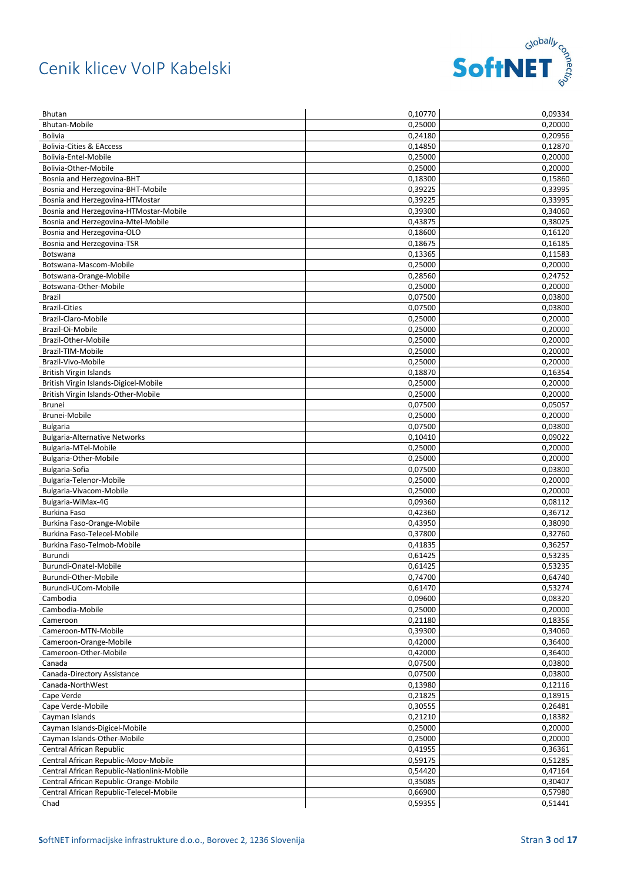# Cenik klicev VoIP Kabelski

| Bhutan | 0,10770 | 0,09334 |
|---|---|---|
| Bhutan-Mobile | 0,25000 | 0,20000 |
| Bolivia | 0,24180 | 0,20956 |
| Bolivia-Cities & EAccess | 0,14850 | 0,12870 |
| Bolivia-Entel-Mobile | 0,25000 | 0,20000 |
| Bolivia-Other-Mobile | 0,25000 | 0,20000 |
| Bosnia and Herzegovina-BHT | 0,18300 | 0,15860 |
| Bosnia and Herzegovina-BHT-Mobile | 0,39225 | 0,33995 |
| Bosnia and Herzegovina-HTMostar | 0,39225 | 0,33995 |
| Bosnia and Herzegovina-HTMostar-Mobile | 0,39300 | 0,34060 |
| Bosnia and Herzegovina-Mtel-Mobile | 0,43875 | 0,38025 |
| Bosnia and Herzegovina-OLO | 0,18600 | 0,16120 |
| Bosnia and Herzegovina-TSR | 0,18675 | 0,16185 |
| Botswana | 0,13365 | 0,11583 |
| Botswana-Mascom-Mobile | 0,25000 | 0,20000 |
| Botswana-Orange-Mobile | 0,28560 | 0,24752 |
| Botswana-Other-Mobile | 0,25000 | 0,20000 |
| Brazil | 0,07500 | 0,03800 |
| Brazil-Cities | 0,07500 | 0,03800 |
| Brazil-Claro-Mobile | 0,25000 | 0,20000 |
| Brazil-Oi-Mobile | 0,25000 | 0,20000 |
| Brazil-Other-Mobile | 0,25000 | 0,20000 |
| Brazil-TIM-Mobile | 0,25000 | 0,20000 |
| Brazil-Vivo-Mobile | 0,25000 | 0,20000 |
| British Virgin Islands | 0,18870 | 0,16354 |
| British Virgin Islands-Digicel-Mobile | 0,25000 | 0,20000 |
| British Virgin Islands-Other-Mobile | 0,25000 | 0,20000 |
| Brunei | 0,07500 | 0,05057 |
| Brunei-Mobile | 0,25000 | 0,20000 |
| Bulgaria | 0,07500 | 0,03800 |
| Bulgaria-Alternative Networks | 0,10410 | 0,09022 |
| Bulgaria-MTel-Mobile | 0,25000 | 0,20000 |
| Bulgaria-Other-Mobile | 0,25000 | 0,20000 |
| Bulgaria-Sofia | 0,07500 | 0,03800 |
| Bulgaria-Telenor-Mobile | 0,25000 | 0,20000 |
| Bulgaria-Vivacom-Mobile | 0,25000 | 0,20000 |
| Bulgaria-WiMax-4G | 0,09360 | 0,08112 |
| Burkina Faso | 0,42360 | 0,36712 |
| Burkina Faso-Orange-Mobile | 0,43950 | 0,38090 |
| Burkina Faso-Telecel-Mobile | 0,37800 | 0,32760 |
| Burkina Faso-Telmob-Mobile | 0,41835 | 0,36257 |
| Burundi | 0,61425 | 0,53235 |
| Burundi-Onatel-Mobile | 0,61425 | 0,53235 |
| Burundi-Other-Mobile | 0,74700 | 0,64740 |
| Burundi-UCom-Mobile | 0,61470 | 0,53274 |
| Cambodia | 0,09600 | 0,08320 |
| Cambodia-Mobile | 0,25000 | 0,20000 |
| Cameroon | 0,21180 | 0,18356 |
| Cameroon-MTN-Mobile | 0,39300 | 0,34060 |
| Cameroon-Orange-Mobile | 0,42000 | 0,36400 |
| Cameroon-Other-Mobile | 0,42000 | 0,36400 |
| Canada | 0,07500 | 0,03800 |
| Canada-Directory Assistance | 0,07500 | 0,03800 |
| Canada-NorthWest | 0,13980 | 0,12116 |
| Cape Verde | 0,21825 | 0,18915 |
| Cape Verde-Mobile | 0,30555 | 0,26481 |
| Cayman Islands | 0,21210 | 0,18382 |
| Cayman Islands-Digicel-Mobile | 0,25000 | 0,20000 |
| Cayman Islands-Other-Mobile | 0,25000 | 0,20000 |
| Central African Republic | 0,41955 | 0,36361 |
| Central African Republic-Moov-Mobile | 0,59175 | 0,51285 |
| Central African Republic-Nationlink-Mobile | 0,54420 | 0,47164 |
| Central African Republic-Orange-Mobile | 0,35085 | 0,30407 |
| Central African Republic-Telecel-Mobile | 0,66900 | 0,57980 |
| Chad | 0,59355 | 0,51441 |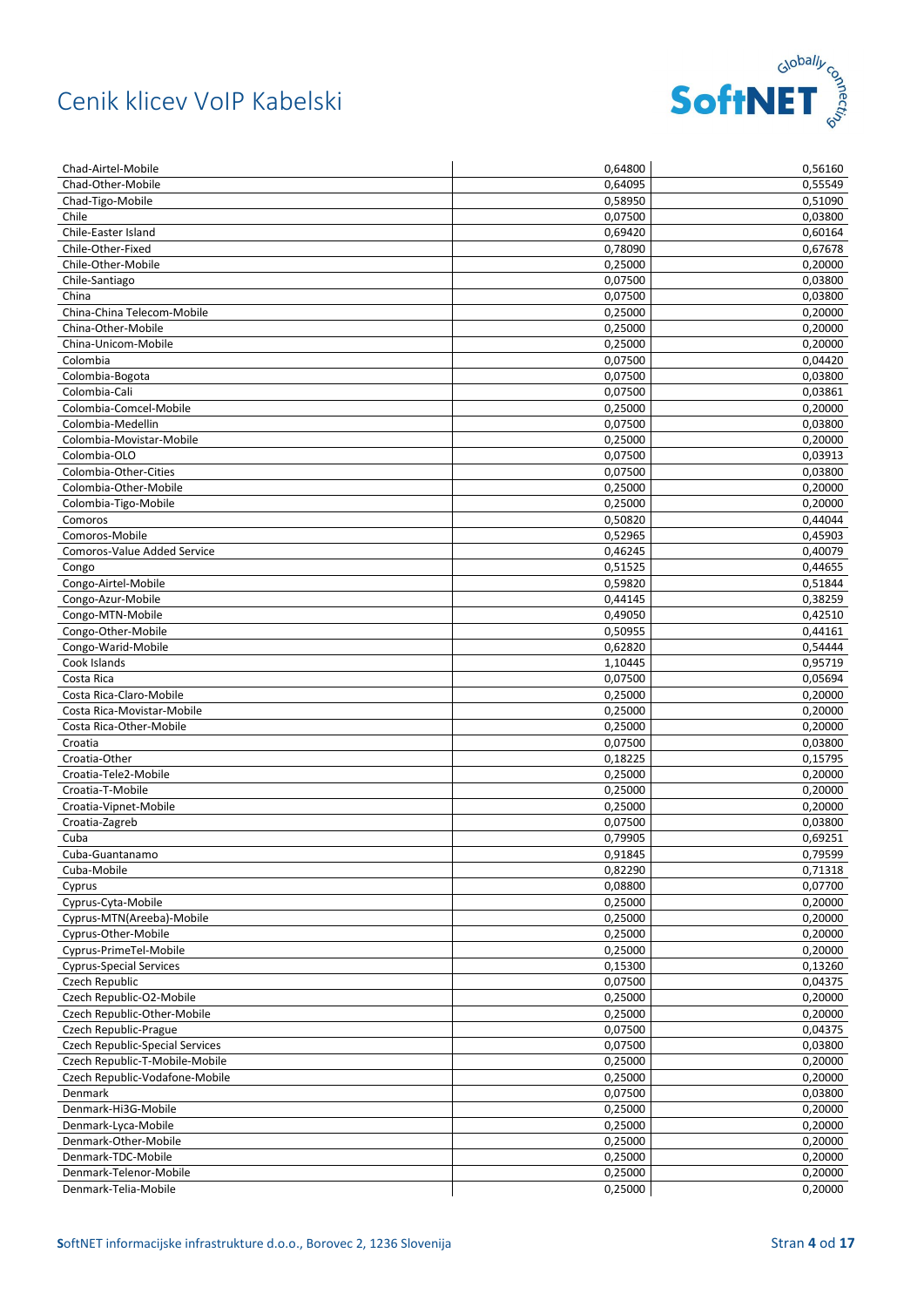# Cenik klicev VoIP Kabelski

| | | |
|---|---|---|
| Chad-Airtel-Mobile | 0,64800 | 0,56160 |
| Chad-Other-Mobile | 0,64095 | 0,55549 |
| Chad-Tigo-Mobile | 0,58950 | 0,51090 |
| Chile | 0,07500 | 0,03800 |
| Chile-Easter Island | 0,69420 | 0,60164 |
| Chile-Other-Fixed | 0,78090 | 0,67678 |
| Chile-Other-Mobile | 0,25000 | 0,20000 |
| Chile-Santiago | 0,07500 | 0,03800 |
| China | 0,07500 | 0,03800 |
| China-China Telecom-Mobile | 0,25000 | 0,20000 |
| China-Other-Mobile | 0,25000 | 0,20000 |
| China-Unicom-Mobile | 0,25000 | 0,20000 |
| Colombia | 0,07500 | 0,04420 |
| Colombia-Bogota | 0,07500 | 0,03800 |
| Colombia-Cali | 0,07500 | 0,03861 |
| Colombia-Comcel-Mobile | 0,25000 | 0,20000 |
| Colombia-Medellin | 0,07500 | 0,03800 |
| Colombia-Movistar-Mobile | 0,25000 | 0,20000 |
| Colombia-OLO | 0,07500 | 0,03913 |
| Colombia-Other-Cities | 0,07500 | 0,03800 |
| Colombia-Other-Mobile | 0,25000 | 0,20000 |
| Colombia-Tigo-Mobile | 0,25000 | 0,20000 |
| Comoros | 0,50820 | 0,44044 |
| Comoros-Mobile | 0,52965 | 0,45903 |
| Comoros-Value Added Service | 0,46245 | 0,40079 |
| Congo | 0,51525 | 0,44655 |
| Congo-Airtel-Mobile | 0,59820 | 0,51844 |
| Congo-Azur-Mobile | 0,44145 | 0,38259 |
| Congo-MTN-Mobile | 0,49050 | 0,42510 |
| Congo-Other-Mobile | 0,50955 | 0,44161 |
| Congo-Warid-Mobile | 0,62820 | 0,54444 |
| Cook Islands | 1,10445 | 0,95719 |
| Costa Rica | 0,07500 | 0,05694 |
| Costa Rica-Claro-Mobile | 0,25000 | 0,20000 |
| Costa Rica-Movistar-Mobile | 0,25000 | 0,20000 |
| Costa Rica-Other-Mobile | 0,25000 | 0,20000 |
| Croatia | 0,07500 | 0,03800 |
| Croatia-Other | 0,18225 | 0,15795 |
| Croatia-Tele2-Mobile | 0,25000 | 0,20000 |
| Croatia-T-Mobile | 0,25000 | 0,20000 |
| Croatia-Vipnet-Mobile | 0,25000 | 0,20000 |
| Croatia-Zagreb | 0,07500 | 0,03800 |
| Cuba | 0,79905 | 0,69251 |
| Cuba-Guantanamo | 0,91845 | 0,79599 |
| Cuba-Mobile | 0,82290 | 0,71318 |
| Cyprus | 0,08800 | 0,07700 |
| Cyprus-Cyta-Mobile | 0,25000 | 0,20000 |
| Cyprus-MTN(Areeba)-Mobile | 0,25000 | 0,20000 |
| Cyprus-Other-Mobile | 0,25000 | 0,20000 |
| Cyprus-PrimeTel-Mobile | 0,25000 | 0,20000 |
| Cyprus-Special Services | 0,15300 | 0,13260 |
| Czech Republic | 0,07500 | 0,04375 |
| Czech Republic-O2-Mobile | 0,25000 | 0,20000 |
| Czech Republic-Other-Mobile | 0,25000 | 0,20000 |
| Czech Republic-Prague | 0,07500 | 0,04375 |
| Czech Republic-Special Services | 0,07500 | 0,03800 |
| Czech Republic-T-Mobile-Mobile | 0,25000 | 0,20000 |
| Czech Republic-Vodafone-Mobile | 0,25000 | 0,20000 |
| Denmark | 0,07500 | 0,03800 |
| Denmark-Hi3G-Mobile | 0,25000 | 0,20000 |
| Denmark-Lyca-Mobile | 0,25000 | 0,20000 |
| Denmark-Other-Mobile | 0,25000 | 0,20000 |
| Denmark-TDC-Mobile | 0,25000 | 0,20000 |
| Denmark-Telenor-Mobile | 0,25000 | 0,20000 |
| Denmark-Telia-Mobile | 0,25000 | 0,20000 |

SoftNET informacijske infrastrukture d.o.o., Borovec 2, 1236 Slovenija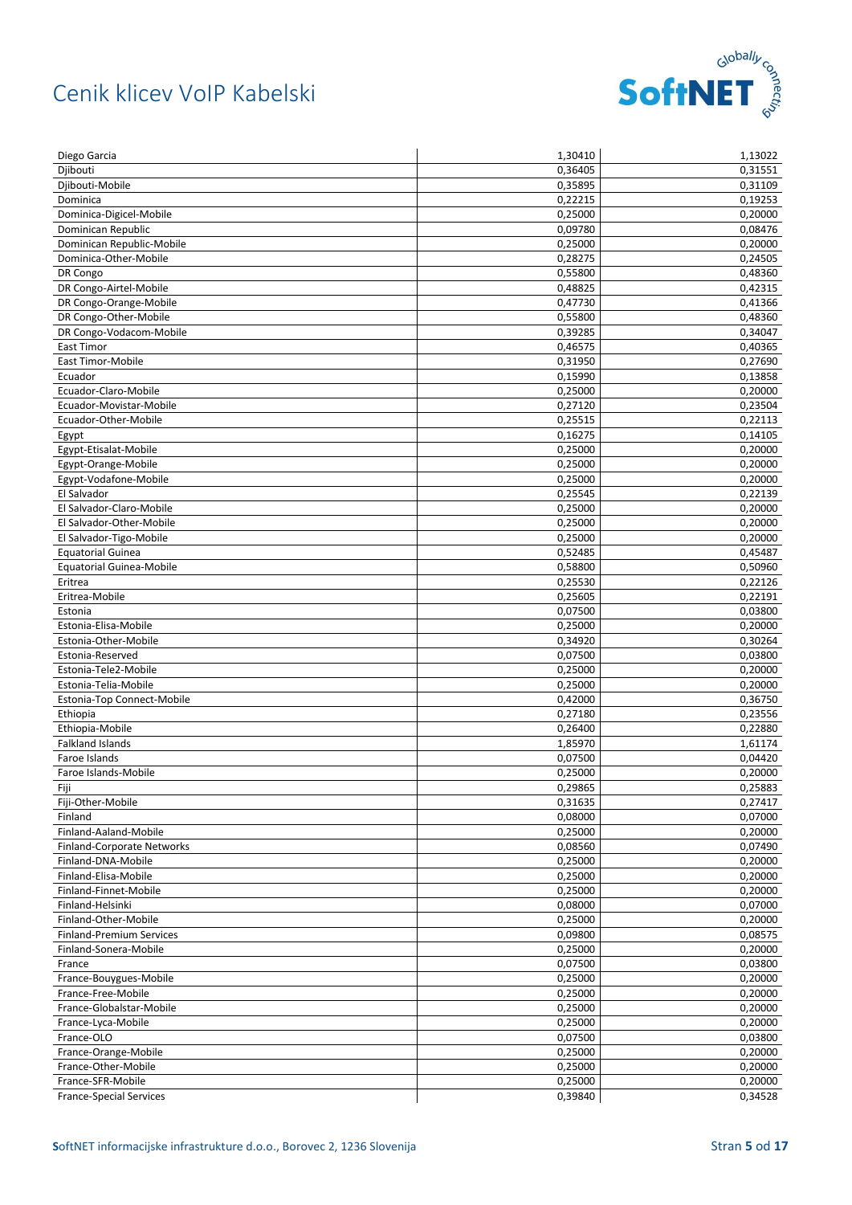# Cenik klicev VoIP Kabelski

| | | |
|---|---|---|
| Diego Garcia | 1,30410 | 1,13022 |
| Djibouti | 0,36405 | 0,31551 |
| Djibouti-Mobile | 0,35895 | 0,31109 |
| Dominica | 0,22215 | 0,19253 |
| Dominica-Digicel-Mobile | 0,25000 | 0,20000 |
| Dominican Republic | 0,09780 | 0,08476 |
| Dominican Republic-Mobile | 0,25000 | 0,20000 |
| Dominica-Other-Mobile | 0,28275 | 0,24505 |
| DR Congo | 0,55800 | 0,48360 |
| DR Congo-Airtel-Mobile | 0,48825 | 0,42315 |
| DR Congo-Orange-Mobile | 0,47730 | 0,41366 |
| DR Congo-Other-Mobile | 0,55800 | 0,48360 |
| DR Congo-Vodacom-Mobile | 0,39285 | 0,34047 |
| East Timor | 0,46575 | 0,40365 |
| East Timor-Mobile | 0,31950 | 0,27690 |
| Ecuador | 0,15990 | 0,13858 |
| Ecuador-Claro-Mobile | 0,25000 | 0,20000 |
| Ecuador-Movistar-Mobile | 0,27120 | 0,23504 |
| Ecuador-Other-Mobile | 0,25515 | 0,22113 |
| Egypt | 0,16275 | 0,14105 |
| Egypt-Etisalat-Mobile | 0,25000 | 0,20000 |
| Egypt-Orange-Mobile | 0,25000 | 0,20000 |
| Egypt-Vodafone-Mobile | 0,25000 | 0,20000 |
| El Salvador | 0,25545 | 0,22139 |
| El Salvador-Claro-Mobile | 0,25000 | 0,20000 |
| El Salvador-Other-Mobile | 0,25000 | 0,20000 |
| El Salvador-Tigo-Mobile | 0,25000 | 0,20000 |
| Equatorial Guinea | 0,52485 | 0,45487 |
| Equatorial Guinea-Mobile | 0,58800 | 0,50960 |
| Eritrea | 0,25530 | 0,22126 |
| Eritrea-Mobile | 0,25605 | 0,22191 |
| Estonia | 0,07500 | 0,03800 |
| Estonia-Elisa-Mobile | 0,25000 | 0,20000 |
| Estonia-Other-Mobile | 0,34920 | 0,30264 |
| Estonia-Reserved | 0,07500 | 0,03800 |
| Estonia-Tele2-Mobile | 0,25000 | 0,20000 |
| Estonia-Telia-Mobile | 0,25000 | 0,20000 |
| Estonia-Top Connect-Mobile | 0,42000 | 0,36750 |
| Ethiopia | 0,27180 | 0,23556 |
| Ethiopia-Mobile | 0,26400 | 0,22880 |
| Falkland Islands | 1,85970 | 1,61174 |
| Faroe Islands | 0,07500 | 0,04420 |
| Faroe Islands-Mobile | 0,25000 | 0,20000 |
| Fiji | 0,29865 | 0,25883 |
| Fiji-Other-Mobile | 0,31635 | 0,27417 |
| Finland | 0,08000 | 0,07000 |
| Finland-Aaland-Mobile | 0,25000 | 0,20000 |
| Finland-Corporate Networks | 0,08560 | 0,07490 |
| Finland-DNA-Mobile | 0,25000 | 0,20000 |
| Finland-Elisa-Mobile | 0,25000 | 0,20000 |
| Finland-Finnet-Mobile | 0,25000 | 0,20000 |
| Finland-Helsinki | 0,08000 | 0,07000 |
| Finland-Other-Mobile | 0,25000 | 0,20000 |
| Finland-Premium Services | 0,09800 | 0,08575 |
| Finland-Sonera-Mobile | 0,25000 | 0,20000 |
| France | 0,07500 | 0,03800 |
| France-Bouygues-Mobile | 0,25000 | 0,20000 |
| France-Free-Mobile | 0,25000 | 0,20000 |
| France-Globalstar-Mobile | 0,25000 | 0,20000 |
| France-Lyca-Mobile | 0,25000 | 0,20000 |
| France-OLO | 0,07500 | 0,03800 |
| France-Orange-Mobile | 0,25000 | 0,20000 |
| France-Other-Mobile | 0,25000 | 0,20000 |
| France-SFR-Mobile | 0,25000 | 0,20000 |
| France-Special Services | 0,39840 | 0,34528 |

SoftNET informacijske infrastrukture d.o.o., Borovec 2, 1236 Slovenija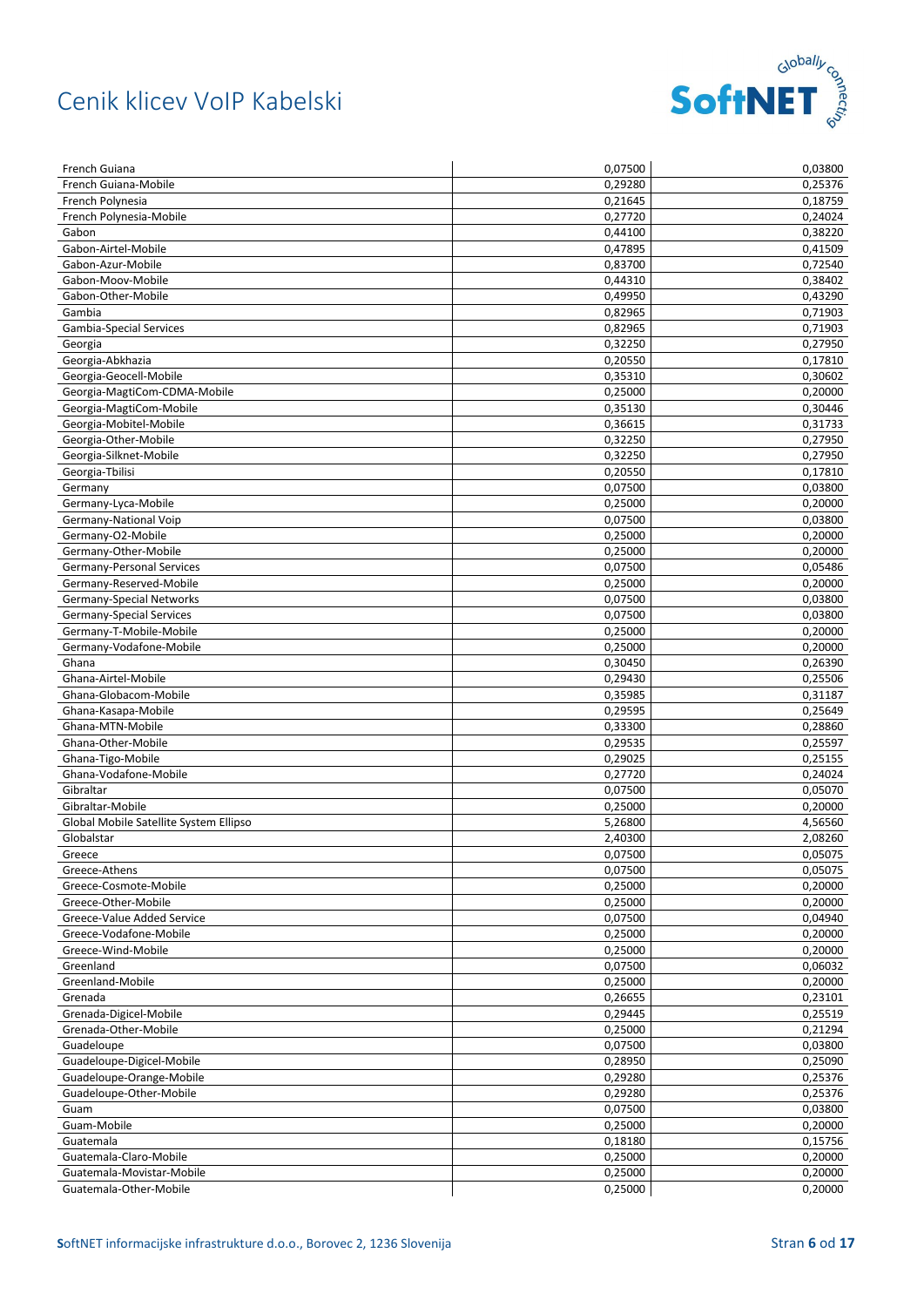# Cenik klicev VoIP Kabelski

| | | |
|---|---|---|
| French Guiana | 0,07500 | 0,03800 |
| French Guiana-Mobile | 0,29280 | 0,25376 |
| French Polynesia | 0,21645 | 0,18759 |
| French Polynesia-Mobile | 0,27720 | 0,24024 |
| Gabon | 0,44100 | 0,38220 |
| Gabon-Airtel-Mobile | 0,47895 | 0,41509 |
| Gabon-Azur-Mobile | 0,83700 | 0,72540 |
| Gabon-Moov-Mobile | 0,44310 | 0,38402 |
| Gabon-Other-Mobile | 0,49950 | 0,43290 |
| Gambia | 0,82965 | 0,71903 |
| Gambia-Special Services | 0,82965 | 0,71903 |
| Georgia | 0,32250 | 0,27950 |
| Georgia-Abkhazia | 0,20550 | 0,17810 |
| Georgia-Geocell-Mobile | 0,35310 | 0,30602 |
| Georgia-MagtiCom-CDMA-Mobile | 0,25000 | 0,20000 |
| Georgia-MagtiCom-Mobile | 0,35130 | 0,30446 |
| Georgia-Mobitel-Mobile | 0,36615 | 0,31733 |
| Georgia-Other-Mobile | 0,32250 | 0,27950 |
| Georgia-Silknet-Mobile | 0,32250 | 0,27950 |
| Georgia-Tbilisi | 0,20550 | 0,17810 |
| Germany | 0,07500 | 0,03800 |
| Germany-Lyca-Mobile | 0,25000 | 0,20000 |
| Germany-National Voip | 0,07500 | 0,03800 |
| Germany-O2-Mobile | 0,25000 | 0,20000 |
| Germany-Other-Mobile | 0,25000 | 0,20000 |
| Germany-Personal Services | 0,07500 | 0,05486 |
| Germany-Reserved-Mobile | 0,25000 | 0,20000 |
| Germany-Special Networks | 0,07500 | 0,03800 |
| Germany-Special Services | 0,07500 | 0,03800 |
| Germany-T-Mobile-Mobile | 0,25000 | 0,20000 |
| Germany-Vodafone-Mobile | 0,25000 | 0,20000 |
| Ghana | 0,30450 | 0,26390 |
| Ghana-Airtel-Mobile | 0,29430 | 0,25506 |
| Ghana-Globacom-Mobile | 0,35985 | 0,31187 |
| Ghana-Kasapa-Mobile | 0,29595 | 0,25649 |
| Ghana-MTN-Mobile | 0,33300 | 0,28860 |
| Ghana-Other-Mobile | 0,29535 | 0,25597 |
| Ghana-Tigo-Mobile | 0,29025 | 0,25155 |
| Ghana-Vodafone-Mobile | 0,27720 | 0,24024 |
| Gibraltar | 0,07500 | 0,05070 |
| Gibraltar-Mobile | 0,25000 | 0,20000 |
| Global Mobile Satellite System Ellipso | 5,26800 | 4,56560 |
| Globalstar | 2,40300 | 2,08260 |
| Greece | 0,07500 | 0,05075 |
| Greece-Athens | 0,07500 | 0,05075 |
| Greece-Cosmote-Mobile | 0,25000 | 0,20000 |
| Greece-Other-Mobile | 0,25000 | 0,20000 |
| Greece-Value Added Service | 0,07500 | 0,04940 |
| Greece-Vodafone-Mobile | 0,25000 | 0,20000 |
| Greece-Wind-Mobile | 0,25000 | 0,20000 |
| Greenland | 0,07500 | 0,06032 |
| Greenland-Mobile | 0,25000 | 0,20000 |
| Grenada | 0,26655 | 0,23101 |
| Grenada-Digicel-Mobile | 0,29445 | 0,25519 |
| Grenada-Other-Mobile | 0,25000 | 0,21294 |
| Guadeloupe | 0,07500 | 0,03800 |
| Guadeloupe-Digicel-Mobile | 0,28950 | 0,25090 |
| Guadeloupe-Orange-Mobile | 0,29280 | 0,25376 |
| Guadeloupe-Other-Mobile | 0,29280 | 0,25376 |
| Guam | 0,07500 | 0,03800 |
| Guam-Mobile | 0,25000 | 0,20000 |
| Guatemala | 0,18180 | 0,15756 |
| Guatemala-Claro-Mobile | 0,25000 | 0,20000 |
| Guatemala-Movistar-Mobile | 0,25000 | 0,20000 |
| Guatemala-Other-Mobile | 0,25000 | 0,20000 |

**S**oftNET informacijske infrastrukture d.o.o., Borovec 2, 1236 Slovenija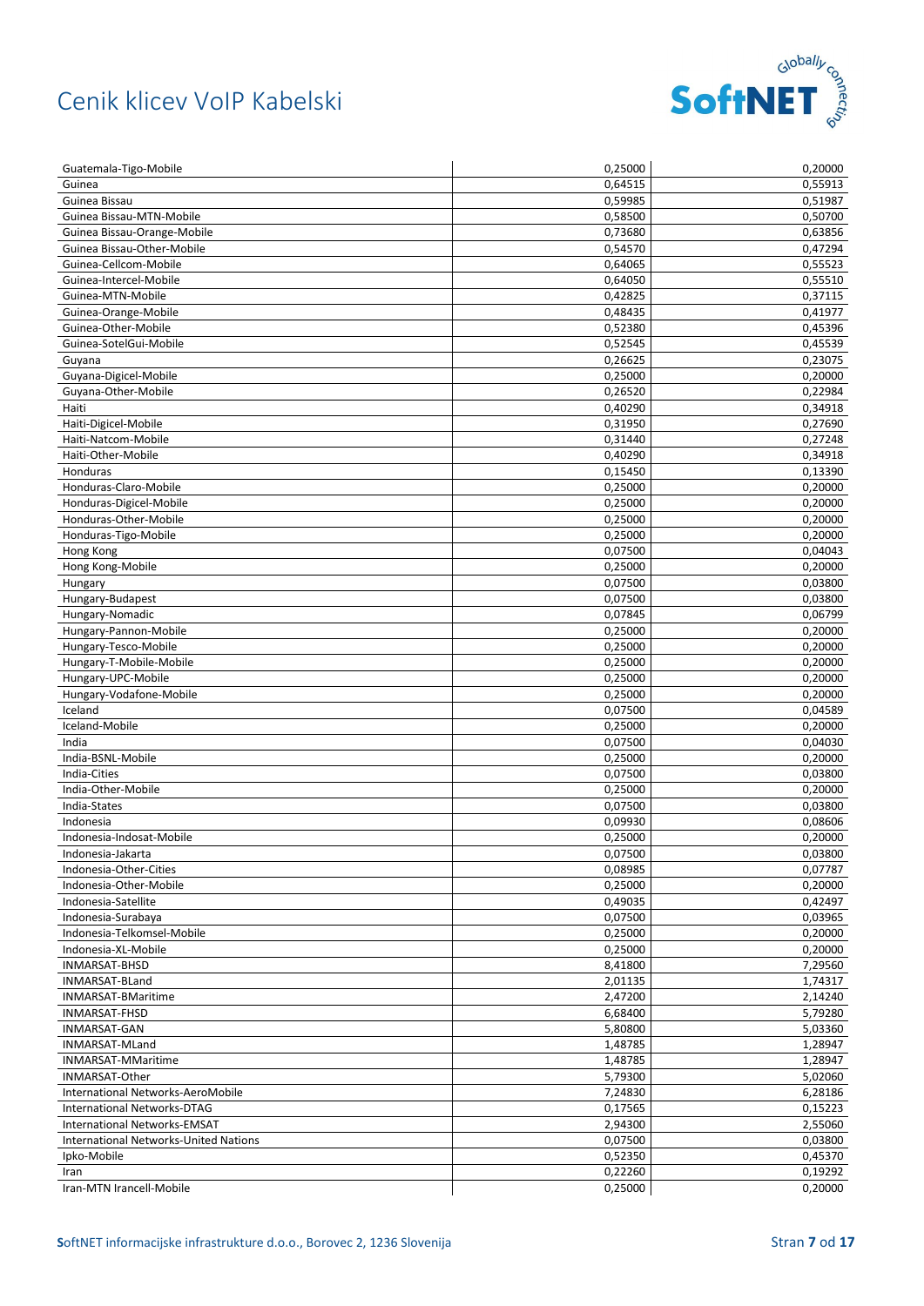| | | |
|---|---|---|
| Guatemala-Tigo-Mobile | 0,25000 | 0,20000 |
| Guinea | 0,64515 | 0,55913 |
| Guinea Bissau | 0,59985 | 0,51987 |
| Guinea Bissau-MTN-Mobile | 0,58500 | 0,50700 |
| Guinea Bissau-Orange-Mobile | 0,73680 | 0,63856 |
| Guinea Bissau-Other-Mobile | 0,54570 | 0,47294 |
| Guinea-Cellcom-Mobile | 0,64065 | 0,55523 |
| Guinea-Intercel-Mobile | 0,64050 | 0,55510 |
| Guinea-MTN-Mobile | 0,42825 | 0,37115 |
| Guinea-Orange-Mobile | 0,48435 | 0,41977 |
| Guinea-Other-Mobile | 0,52380 | 0,45396 |
| Guinea-SotelGui-Mobile | 0,52545 | 0,45539 |
| Guyana | 0,26625 | 0,23075 |
| Guyana-Digicel-Mobile | 0,25000 | 0,20000 |
| Guyana-Other-Mobile | 0,26520 | 0,22984 |
| Haiti | 0,40290 | 0,34918 |
| Haiti-Digicel-Mobile | 0,31950 | 0,27690 |
| Haiti-Natcom-Mobile | 0,31440 | 0,27248 |
| Haiti-Other-Mobile | 0,40290 | 0,34918 |
| Honduras | 0,15450 | 0,13390 |
| Honduras-Claro-Mobile | 0,25000 | 0,20000 |
| Honduras-Digicel-Mobile | 0,25000 | 0,20000 |
| Honduras-Other-Mobile | 0,25000 | 0,20000 |
| Honduras-Tigo-Mobile | 0,25000 | 0,20000 |
| Hong Kong | 0,07500 | 0,04043 |
| Hong Kong-Mobile | 0,25000 | 0,20000 |
| Hungary | 0,07500 | 0,03800 |
| Hungary-Budapest | 0,07500 | 0,03800 |
| Hungary-Nomadic | 0,07845 | 0,06799 |
| Hungary-Pannon-Mobile | 0,25000 | 0,20000 |
| Hungary-Tesco-Mobile | 0,25000 | 0,20000 |
| Hungary-T-Mobile-Mobile | 0,25000 | 0,20000 |
| Hungary-UPC-Mobile | 0,25000 | 0,20000 |
| Hungary-Vodafone-Mobile | 0,25000 | 0,20000 |
| Iceland | 0,07500 | 0,04589 |
| Iceland-Mobile | 0,25000 | 0,20000 |
| India | 0,07500 | 0,04030 |
| India-BSNL-Mobile | 0,25000 | 0,20000 |
| India-Cities | 0,07500 | 0,03800 |
| India-Other-Mobile | 0,25000 | 0,20000 |
| India-States | 0,07500 | 0,03800 |
| Indonesia | 0,09930 | 0,08606 |
| Indonesia-Indosat-Mobile | 0,25000 | 0,20000 |
| Indonesia-Jakarta | 0,07500 | 0,03800 |
| Indonesia-Other-Cities | 0,08985 | 0,07787 |
| Indonesia-Other-Mobile | 0,25000 | 0,20000 |
| Indonesia-Satellite | 0,49035 | 0,42497 |
| Indonesia-Surabaya | 0,07500 | 0,03965 |
| Indonesia-Telkomsel-Mobile | 0,25000 | 0,20000 |
| Indonesia-XL-Mobile | 0,25000 | 0,20000 |
| INMARSAT-BHSD | 8,41800 | 7,29560 |
| INMARSAT-BLand | 2,01135 | 1,74317 |
| INMARSAT-BMaritime | 2,47200 | 2,14240 |
| INMARSAT-FHSD | 6,68400 | 5,79280 |
| INMARSAT-GAN | 5,80800 | 5,03360 |
| INMARSAT-MLand | 1,48785 | 1,28947 |
| INMARSAT-MMaritime | 1,48785 | 1,28947 |
| INMARSAT-Other | 5,79300 | 5,02060 |
| International Networks-AeroMobile | 7,24830 | 6,28186 |
| International Networks-DTAG | 0,17565 | 0,15223 |
| International Networks-EMSAT | 2,94300 | 2,55060 |
| International Networks-United Nations | 0,07500 | 0,03800 |
| Ipko-Mobile | 0,52350 | 0,45370 |
| Iran | 0,22260 | 0,19292 |
| Iran-MTN Irancell-Mobile | 0,25000 | 0,20000 |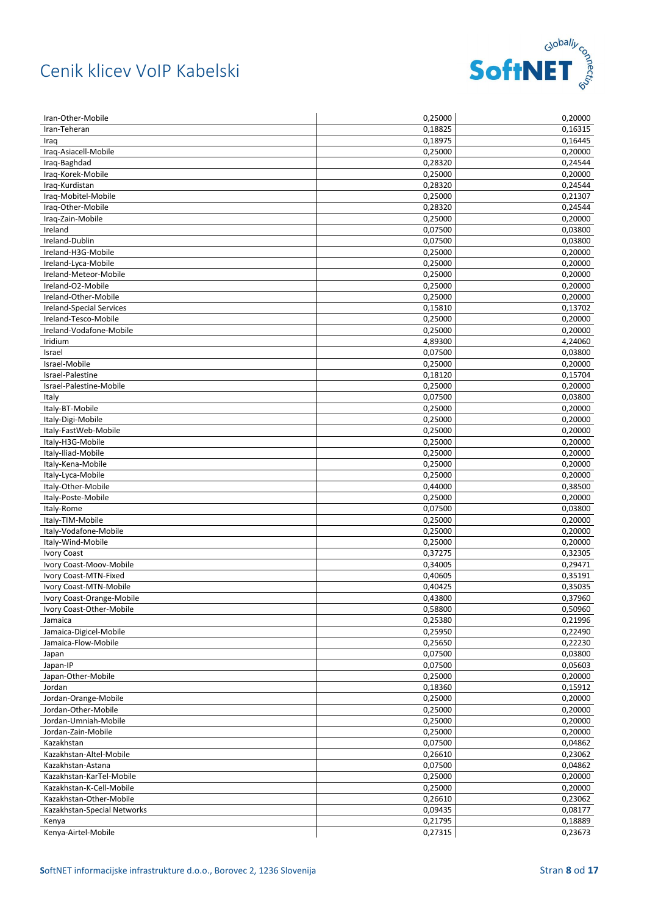# Cenik klicev VoIP Kabelski

| | | |
|---|---|---|
| Iran-Other-Mobile | 0,25000 | 0,20000 |
| Iran-Teheran | 0,18825 | 0,16315 |
| Iraq | 0,18975 | 0,16445 |
| Iraq-Asiacell-Mobile | 0,25000 | 0,20000 |
| Iraq-Baghdad | 0,28320 | 0,24544 |
| Iraq-Korek-Mobile | 0,25000 | 0,20000 |
| Iraq-Kurdistan | 0,28320 | 0,24544 |
| Iraq-Mobitel-Mobile | 0,25000 | 0,21307 |
| Iraq-Other-Mobile | 0,28320 | 0,24544 |
| Iraq-Zain-Mobile | 0,25000 | 0,20000 |
| Ireland | 0,07500 | 0,03800 |
| Ireland-Dublin | 0,07500 | 0,03800 |
| Ireland-H3G-Mobile | 0,25000 | 0,20000 |
| Ireland-Lyca-Mobile | 0,25000 | 0,20000 |
| Ireland-Meteor-Mobile | 0,25000 | 0,20000 |
| Ireland-O2-Mobile | 0,25000 | 0,20000 |
| Ireland-Other-Mobile | 0,25000 | 0,20000 |
| Ireland-Special Services | 0,15810 | 0,13702 |
| Ireland-Tesco-Mobile | 0,25000 | 0,20000 |
| Ireland-Vodafone-Mobile | 0,25000 | 0,20000 |
| Iridium | 4,89300 | 4,24060 |
| Israel | 0,07500 | 0,03800 |
| Israel-Mobile | 0,25000 | 0,20000 |
| Israel-Palestine | 0,18120 | 0,15704 |
| Israel-Palestine-Mobile | 0,25000 | 0,20000 |
| Italy | 0,07500 | 0,03800 |
| Italy-BT-Mobile | 0,25000 | 0,20000 |
| Italy-Digi-Mobile | 0,25000 | 0,20000 |
| Italy-FastWeb-Mobile | 0,25000 | 0,20000 |
| Italy-H3G-Mobile | 0,25000 | 0,20000 |
| Italy-Iliad-Mobile | 0,25000 | 0,20000 |
| Italy-Kena-Mobile | 0,25000 | 0,20000 |
| Italy-Lyca-Mobile | 0,25000 | 0,20000 |
| Italy-Other-Mobile | 0,44000 | 0,38500 |
| Italy-Poste-Mobile | 0,25000 | 0,20000 |
| Italy-Rome | 0,07500 | 0,03800 |
| Italy-TIM-Mobile | 0,25000 | 0,20000 |
| Italy-Vodafone-Mobile | 0,25000 | 0,20000 |
| Italy-Wind-Mobile | 0,25000 | 0,20000 |
| Ivory Coast | 0,37275 | 0,32305 |
| Ivory Coast-Moov-Mobile | 0,34005 | 0,29471 |
| Ivory Coast-MTN-Fixed | 0,40605 | 0,35191 |
| Ivory Coast-MTN-Mobile | 0,40425 | 0,35035 |
| Ivory Coast-Orange-Mobile | 0,43800 | 0,37960 |
| Ivory Coast-Other-Mobile | 0,58800 | 0,50960 |
| Jamaica | 0,25380 | 0,21996 |
| Jamaica-Digicel-Mobile | 0,25950 | 0,22490 |
| Jamaica-Flow-Mobile | 0,25650 | 0,22230 |
| Japan | 0,07500 | 0,03800 |
| Japan-IP | 0,07500 | 0,05603 |
| Japan-Other-Mobile | 0,25000 | 0,20000 |
| Jordan | 0,18360 | 0,15912 |
| Jordan-Orange-Mobile | 0,25000 | 0,20000 |
| Jordan-Other-Mobile | 0,25000 | 0,20000 |
| Jordan-Umniah-Mobile | 0,25000 | 0,20000 |
| Jordan-Zain-Mobile | 0,25000 | 0,20000 |
| Kazakhstan | 0,07500 | 0,04862 |
| Kazakhstan-Altel-Mobile | 0,26610 | 0,23062 |
| Kazakhstan-Astana | 0,07500 | 0,04862 |
| Kazakhstan-KarTel-Mobile | 0,25000 | 0,20000 |
| Kazakhstan-K-Cell-Mobile | 0,25000 | 0,20000 |
| Kazakhstan-Other-Mobile | 0,26610 | 0,23062 |
| Kazakhstan-Special Networks | 0,09435 | 0,08177 |
| Kenya | 0,21795 | 0,18889 |
| Kenya-Airtel-Mobile | 0,27315 | 0,23673 |

**S**oftNET informacijske infrastrukture d.o.o., Borovec 2, 1236 Slovenija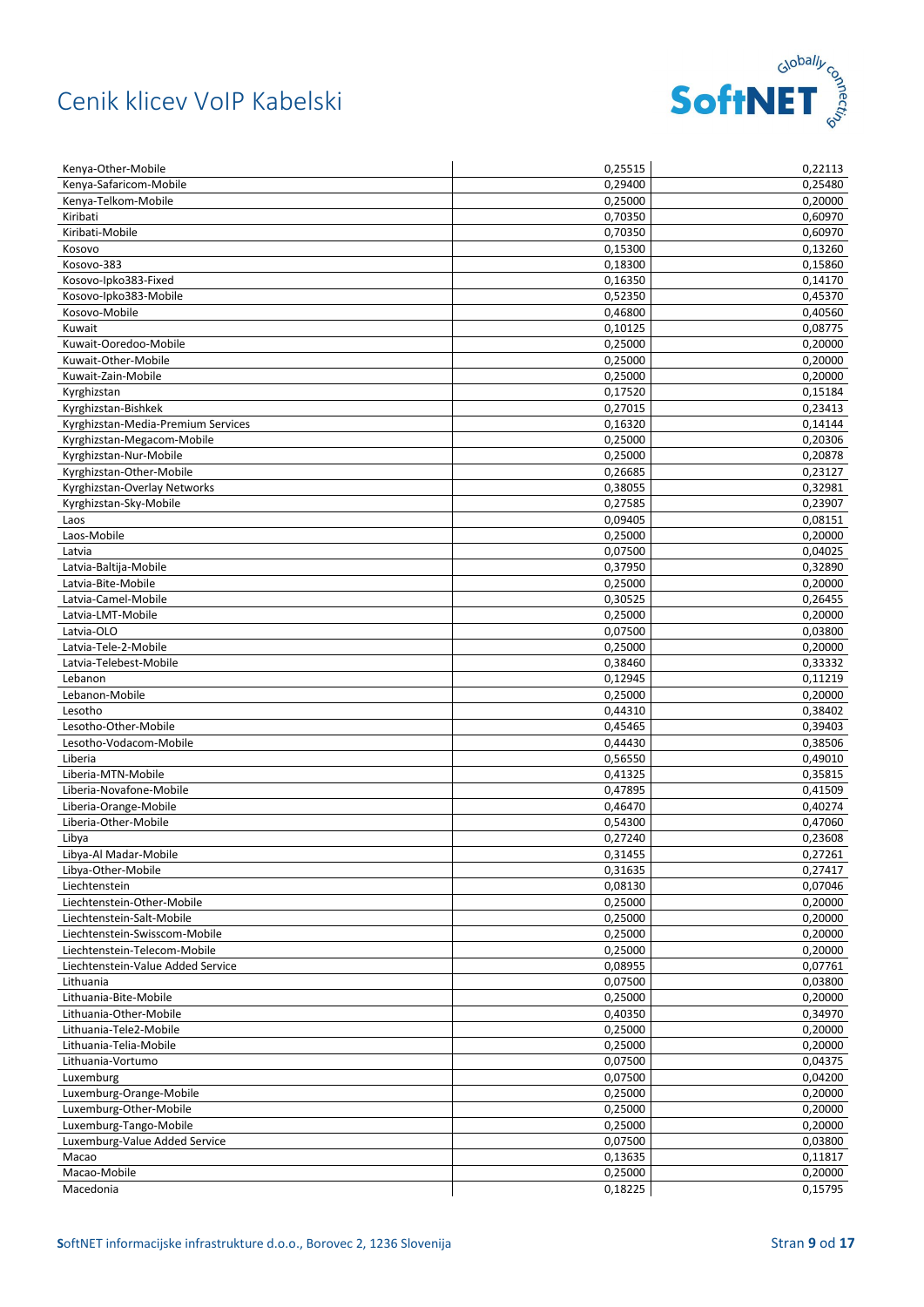# Cenik klicev VoIP Kabelski

| | | |
|---|---|---|
| Kenya-Other-Mobile | 0,25515 | 0,22113 |
| Kenya-Safaricom-Mobile | 0,29400 | 0,25480 |
| Kenya-Telkom-Mobile | 0,25000 | 0,20000 |
| Kiribati | 0,70350 | 0,60970 |
| Kiribati-Mobile | 0,70350 | 0,60970 |
| Kosovo | 0,15300 | 0,13260 |
| Kosovo-383 | 0,18300 | 0,15860 |
| Kosovo-Ipko383-Fixed | 0,16350 | 0,14170 |
| Kosovo-Ipko383-Mobile | 0,52350 | 0,45370 |
| Kosovo-Mobile | 0,46800 | 0,40560 |
| Kuwait | 0,10125 | 0,08775 |
| Kuwait-Ooredoo-Mobile | 0,25000 | 0,20000 |
| Kuwait-Other-Mobile | 0,25000 | 0,20000 |
| Kuwait-Zain-Mobile | 0,25000 | 0,20000 |
| Kyrghizstan | 0,17520 | 0,15184 |
| Kyrghizstan-Bishkek | 0,27015 | 0,23413 |
| Kyrghizstan-Media-Premium Services | 0,16320 | 0,14144 |
| Kyrghizstan-Megacom-Mobile | 0,25000 | 0,20306 |
| Kyrghizstan-Nur-Mobile | 0,25000 | 0,20878 |
| Kyrghizstan-Other-Mobile | 0,26685 | 0,23127 |
| Kyrghizstan-Overlay Networks | 0,38055 | 0,32981 |
| Kyrghizstan-Sky-Mobile | 0,27585 | 0,23907 |
| Laos | 0,09405 | 0,08151 |
| Laos-Mobile | 0,25000 | 0,20000 |
| Latvia | 0,07500 | 0,04025 |
| Latvia-Baltija-Mobile | 0,37950 | 0,32890 |
| Latvia-Bite-Mobile | 0,25000 | 0,20000 |
| Latvia-Camel-Mobile | 0,30525 | 0,26455 |
| Latvia-LMT-Mobile | 0,25000 | 0,20000 |
| Latvia-OLO | 0,07500 | 0,03800 |
| Latvia-Tele-2-Mobile | 0,25000 | 0,20000 |
| Latvia-Telebest-Mobile | 0,38460 | 0,33332 |
| Lebanon | 0,12945 | 0,11219 |
| Lebanon-Mobile | 0,25000 | 0,20000 |
| Lesotho | 0,44310 | 0,38402 |
| Lesotho-Other-Mobile | 0,45465 | 0,39403 |
| Lesotho-Vodacom-Mobile | 0,44430 | 0,38506 |
| Liberia | 0,56550 | 0,49010 |
| Liberia-MTN-Mobile | 0,41325 | 0,35815 |
| Liberia-Novafone-Mobile | 0,47895 | 0,41509 |
| Liberia-Orange-Mobile | 0,46470 | 0,40274 |
| Liberia-Other-Mobile | 0,54300 | 0,47060 |
| Libya | 0,27240 | 0,23608 |
| Libya-Al Madar-Mobile | 0,31455 | 0,27261 |
| Libya-Other-Mobile | 0,31635 | 0,27417 |
| Liechtenstein | 0,08130 | 0,07046 |
| Liechtenstein-Other-Mobile | 0,25000 | 0,20000 |
| Liechtenstein-Salt-Mobile | 0,25000 | 0,20000 |
| Liechtenstein-Swisscom-Mobile | 0,25000 | 0,20000 |
| Liechtenstein-Telecom-Mobile | 0,25000 | 0,20000 |
| Liechtenstein-Value Added Service | 0,08955 | 0,07761 |
| Lithuania | 0,07500 | 0,03800 |
| Lithuania-Bite-Mobile | 0,25000 | 0,20000 |
| Lithuania-Other-Mobile | 0,40350 | 0,34970 |
| Lithuania-Tele2-Mobile | 0,25000 | 0,20000 |
| Lithuania-Telia-Mobile | 0,25000 | 0,20000 |
| Lithuania-Vortumo | 0,07500 | 0,04375 |
| Luxemburg | 0,07500 | 0,04200 |
| Luxemburg-Orange-Mobile | 0,25000 | 0,20000 |
| Luxemburg-Other-Mobile | 0,25000 | 0,20000 |
| Luxemburg-Tango-Mobile | 0,25000 | 0,20000 |
| Luxemburg-Value Added Service | 0,07500 | 0,03800 |
| Macao | 0,13635 | 0,11817 |
| Macao-Mobile | 0,25000 | 0,20000 |
| Macedonia | 0,18225 | 0,15795 |

SoftNET informacijske infrastrukture d.o.o., Borovec 2, 1236 Slovenija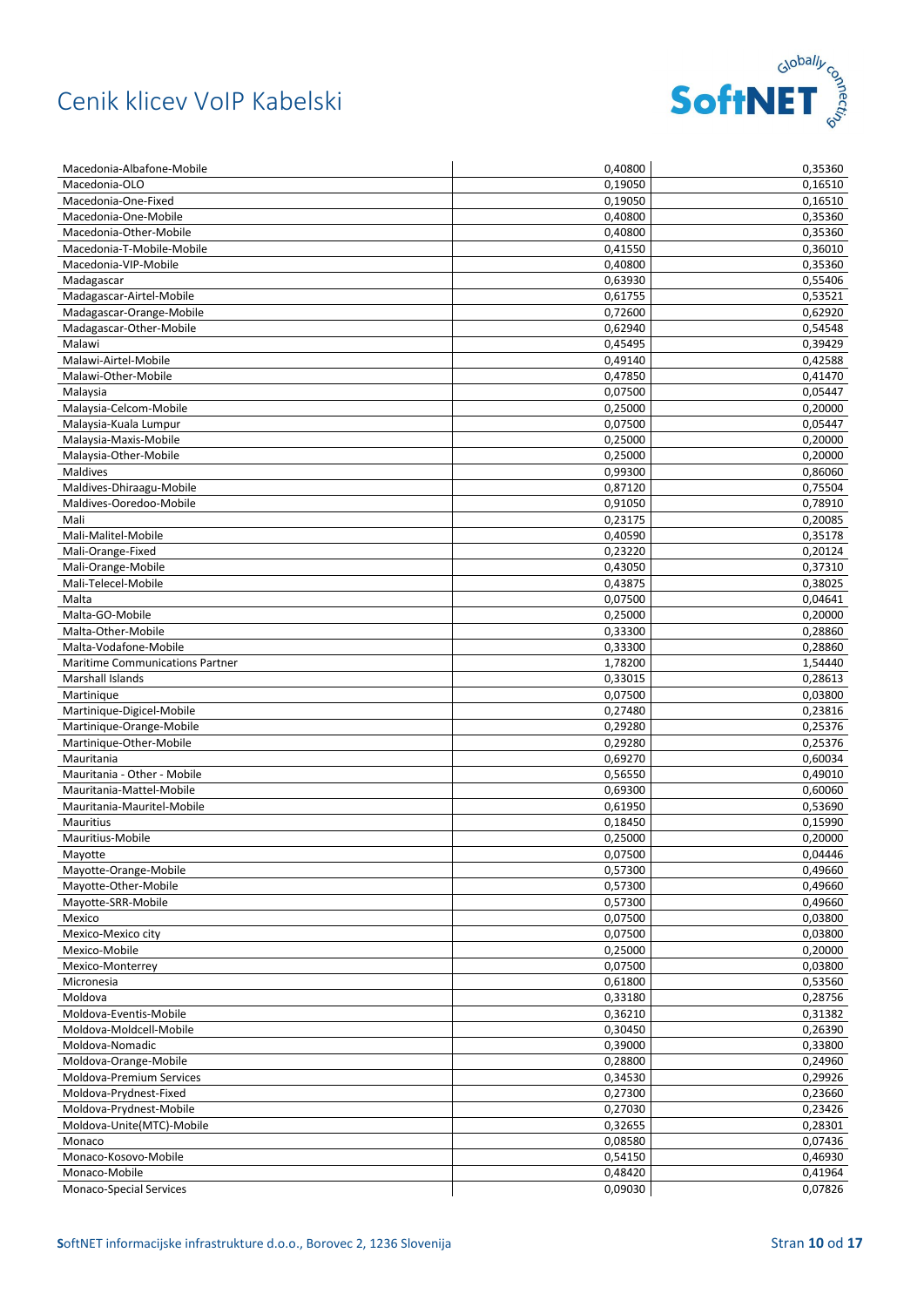| | | |
|---|---|---|
| Macedonia-Albafone-Mobile | 0,40800 | 0,35360 |
| Macedonia-OLO | 0,19050 | 0,16510 |
| Macedonia-One-Fixed | 0,19050 | 0,16510 |
| Macedonia-One-Mobile | 0,40800 | 0,35360 |
| Macedonia-Other-Mobile | 0,40800 | 0,35360 |
| Macedonia-T-Mobile-Mobile | 0,41550 | 0,36010 |
| Macedonia-VIP-Mobile | 0,40800 | 0,35360 |
| Madagascar | 0,63930 | 0,55406 |
| Madagascar-Airtel-Mobile | 0,61755 | 0,53521 |
| Madagascar-Orange-Mobile | 0,72600 | 0,62920 |
| Madagascar-Other-Mobile | 0,62940 | 0,54548 |
| Malawi | 0,45495 | 0,39429 |
| Malawi-Airtel-Mobile | 0,49140 | 0,42588 |
| Malawi-Other-Mobile | 0,47850 | 0,41470 |
| Malaysia | 0,07500 | 0,05447 |
| Malaysia-Celcom-Mobile | 0,25000 | 0,20000 |
| Malaysia-Kuala Lumpur | 0,07500 | 0,05447 |
| Malaysia-Maxis-Mobile | 0,25000 | 0,20000 |
| Malaysia-Other-Mobile | 0,25000 | 0,20000 |
| Maldives | 0,99300 | 0,86060 |
| Maldives-Dhiraagu-Mobile | 0,87120 | 0,75504 |
| Maldives-Ooredoo-Mobile | 0,91050 | 0,78910 |
| Mali | 0,23175 | 0,20085 |
| Mali-Malitel-Mobile | 0,40590 | 0,35178 |
| Mali-Orange-Fixed | 0,23220 | 0,20124 |
| Mali-Orange-Mobile | 0,43050 | 0,37310 |
| Mali-Telecel-Mobile | 0,43875 | 0,38025 |
| Malta | 0,07500 | 0,04641 |
| Malta-GO-Mobile | 0,25000 | 0,20000 |
| Malta-Other-Mobile | 0,33300 | 0,28860 |
| Malta-Vodafone-Mobile | 0,33300 | 0,28860 |
| Maritime Communications Partner | 1,78200 | 1,54440 |
| Marshall Islands | 0,33015 | 0,28613 |
| Martinique | 0,07500 | 0,03800 |
| Martinique-Digicel-Mobile | 0,27480 | 0,23816 |
| Martinique-Orange-Mobile | 0,29280 | 0,25376 |
| Martinique-Other-Mobile | 0,29280 | 0,25376 |
| Mauritania | 0,69270 | 0,60034 |
| Mauritania - Other - Mobile | 0,56550 | 0,49010 |
| Mauritania-Mattel-Mobile | 0,69300 | 0,60060 |
| Mauritania-Mauritel-Mobile | 0,61950 | 0,53690 |
| Mauritius | 0,18450 | 0,15990 |
| Mauritius-Mobile | 0,25000 | 0,20000 |
| Mayotte | 0,07500 | 0,04446 |
| Mayotte-Orange-Mobile | 0,57300 | 0,49660 |
| Mayotte-Other-Mobile | 0,57300 | 0,49660 |
| Mayotte-SRR-Mobile | 0,57300 | 0,49660 |
| Mexico | 0,07500 | 0,03800 |
| Mexico-Mexico city | 0,07500 | 0,03800 |
| Mexico-Mobile | 0,25000 | 0,20000 |
| Mexico-Monterrey | 0,07500 | 0,03800 |
| Micronesia | 0,61800 | 0,53560 |
| Moldova | 0,33180 | 0,28756 |
| Moldova-Eventis-Mobile | 0,36210 | 0,31382 |
| Moldova-Moldcell-Mobile | 0,30450 | 0,26390 |
| Moldova-Nomadic | 0,39000 | 0,33800 |
| Moldova-Orange-Mobile | 0,28800 | 0,24960 |
| Moldova-Premium Services | 0,34530 | 0,29926 |
| Moldova-Prydnest-Fixed | 0,27300 | 0,23660 |
| Moldova-Prydnest-Mobile | 0,27030 | 0,23426 |
| Moldova-Unite(MTC)-Mobile | 0,32655 | 0,28301 |
| Monaco | 0,08580 | 0,07436 |
| Monaco-Kosovo-Mobile | 0,54150 | 0,46930 |
| Monaco-Mobile | 0,48420 | 0,41964 |
| Monaco-Special Services | 0,09030 | 0,07826 |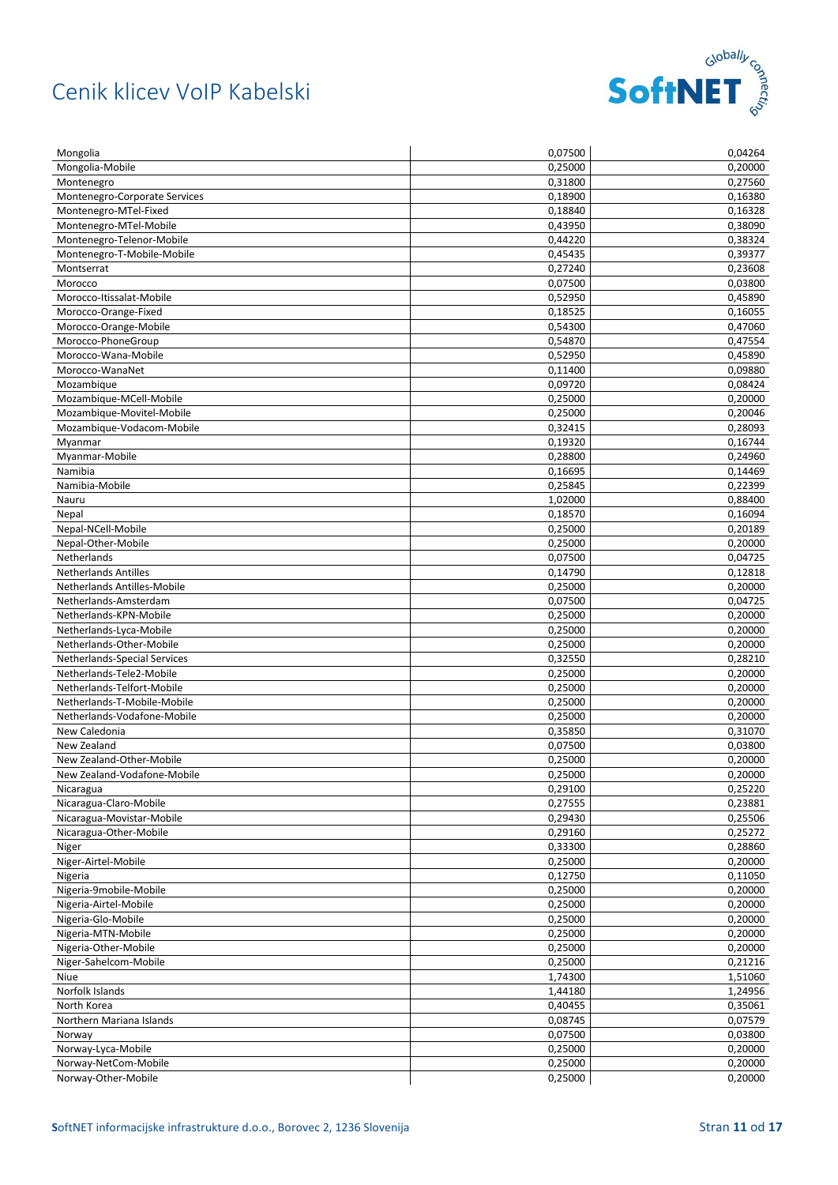# Cenik klicev VoIP Kabelski

| | | |
|---|---|---|
| Mongolia | 0,07500 | 0,04264 |
| Mongolia-Mobile | 0,25000 | 0,20000 |
| Montenegro | 0,31800 | 0,27560 |
| Montenegro-Corporate Services | 0,18900 | 0,16380 |
| Montenegro-MTel-Fixed | 0,18840 | 0,16328 |
| Montenegro-MTel-Mobile | 0,43950 | 0,38090 |
| Montenegro-Telenor-Mobile | 0,44220 | 0,38324 |
| Montenegro-T-Mobile-Mobile | 0,45435 | 0,39377 |
| Montserrat | 0,27240 | 0,23608 |
| Morocco | 0,07500 | 0,03800 |
| Morocco-Itissalat-Mobile | 0,52950 | 0,45890 |
| Morocco-Orange-Fixed | 0,18525 | 0,16055 |
| Morocco-Orange-Mobile | 0,54300 | 0,47060 |
| Morocco-PhoneGroup | 0,54870 | 0,47554 |
| Morocco-Wana-Mobile | 0,52950 | 0,45890 |
| Morocco-WanaNet | 0,11400 | 0,09880 |
| Mozambique | 0,09720 | 0,08424 |
| Mozambique-MCell-Mobile | 0,25000 | 0,20000 |
| Mozambique-Movitel-Mobile | 0,25000 | 0,20046 |
| Mozambique-Vodacom-Mobile | 0,32415 | 0,28093 |
| Myanmar | 0,19320 | 0,16744 |
| Myanmar-Mobile | 0,28800 | 0,24960 |
| Namibia | 0,16695 | 0,14469 |
| Namibia-Mobile | 0,25845 | 0,22399 |
| Nauru | 1,02000 | 0,88400 |
| Nepal | 0,18570 | 0,16094 |
| Nepal-NCell-Mobile | 0,25000 | 0,20189 |
| Nepal-Other-Mobile | 0,25000 | 0,20000 |
| Netherlands | 0,07500 | 0,04725 |
| Netherlands Antilles | 0,14790 | 0,12818 |
| Netherlands Antilles-Mobile | 0,25000 | 0,20000 |
| Netherlands-Amsterdam | 0,07500 | 0,04725 |
| Netherlands-KPN-Mobile | 0,25000 | 0,20000 |
| Netherlands-Lyca-Mobile | 0,25000 | 0,20000 |
| Netherlands-Other-Mobile | 0,25000 | 0,20000 |
| Netherlands-Special Services | 0,32550 | 0,28210 |
| Netherlands-Tele2-Mobile | 0,25000 | 0,20000 |
| Netherlands-Telfort-Mobile | 0,25000 | 0,20000 |
| Netherlands-T-Mobile-Mobile | 0,25000 | 0,20000 |
| Netherlands-Vodafone-Mobile | 0,25000 | 0,20000 |
| New Caledonia | 0,35850 | 0,31070 |
| New Zealand | 0,07500 | 0,03800 |
| New Zealand-Other-Mobile | 0,25000 | 0,20000 |
| New Zealand-Vodafone-Mobile | 0,25000 | 0,20000 |
| Nicaragua | 0,29100 | 0,25220 |
| Nicaragua-Claro-Mobile | 0,27555 | 0,23881 |
| Nicaragua-Movistar-Mobile | 0,29430 | 0,25506 |
| Nicaragua-Other-Mobile | 0,29160 | 0,25272 |
| Niger | 0,33300 | 0,28860 |
| Niger-Airtel-Mobile | 0,25000 | 0,20000 |
| Nigeria | 0,12750 | 0,11050 |
| Nigeria-9mobile-Mobile | 0,25000 | 0,20000 |
| Nigeria-Airtel-Mobile | 0,25000 | 0,20000 |
| Nigeria-Glo-Mobile | 0,25000 | 0,20000 |
| Nigeria-MTN-Mobile | 0,25000 | 0,20000 |
| Nigeria-Other-Mobile | 0,25000 | 0,20000 |
| Niger-Sahelcom-Mobile | 0,25000 | 0,21216 |
| Niue | 1,74300 | 1,51060 |
| Norfolk Islands | 1,44180 | 1,24956 |
| North Korea | 0,40455 | 0,35061 |
| Northern Mariana Islands | 0,08745 | 0,07579 |
| Norway | 0,07500 | 0,03800 |
| Norway-Lyca-Mobile | 0,25000 | 0,20000 |
| Norway-NetCom-Mobile | 0,25000 | 0,20000 |
| Norway-Other-Mobile | 0,25000 | 0,20000 |

SoftNET informacijske infrastrukture d.o.o., Borovec 2, 1236 Slovenija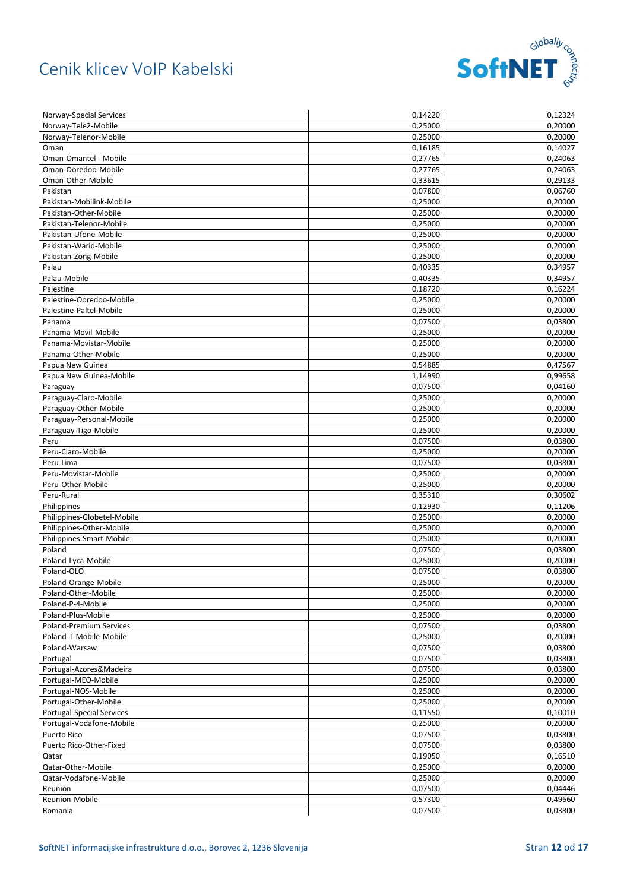# Cenik klicev VoIP Kabelski

| | | |
|---|---|---|
| Norway-Special Services | 0,14220 | 0,12324 |
| Norway-Tele2-Mobile | 0,25000 | 0,20000 |
| Norway-Telenor-Mobile | 0,25000 | 0,20000 |
| Oman | 0,16185 | 0,14027 |
| Oman-Omantel - Mobile | 0,27765 | 0,24063 |
| Oman-Ooredoo-Mobile | 0,27765 | 0,24063 |
| Oman-Other-Mobile | 0,33615 | 0,29133 |
| Pakistan | 0,07800 | 0,06760 |
| Pakistan-Mobilink-Mobile | 0,25000 | 0,20000 |
| Pakistan-Other-Mobile | 0,25000 | 0,20000 |
| Pakistan-Telenor-Mobile | 0,25000 | 0,20000 |
| Pakistan-Ufone-Mobile | 0,25000 | 0,20000 |
| Pakistan-Warid-Mobile | 0,25000 | 0,20000 |
| Pakistan-Zong-Mobile | 0,25000 | 0,20000 |
| Palau | 0,40335 | 0,34957 |
| Palau-Mobile | 0,40335 | 0,34957 |
| Palestine | 0,18720 | 0,16224 |
| Palestine-Ooredoo-Mobile | 0,25000 | 0,20000 |
| Palestine-Paltel-Mobile | 0,25000 | 0,20000 |
| Panama | 0,07500 | 0,03800 |
| Panama-Movil-Mobile | 0,25000 | 0,20000 |
| Panama-Movistar-Mobile | 0,25000 | 0,20000 |
| Panama-Other-Mobile | 0,25000 | 0,20000 |
| Papua New Guinea | 0,54885 | 0,47567 |
| Papua New Guinea-Mobile | 1,14990 | 0,99658 |
| Paraguay | 0,07500 | 0,04160 |
| Paraguay-Claro-Mobile | 0,25000 | 0,20000 |
| Paraguay-Other-Mobile | 0,25000 | 0,20000 |
| Paraguay-Personal-Mobile | 0,25000 | 0,20000 |
| Paraguay-Tigo-Mobile | 0,25000 | 0,20000 |
| Peru | 0,07500 | 0,03800 |
| Peru-Claro-Mobile | 0,25000 | 0,20000 |
| Peru-Lima | 0,07500 | 0,03800 |
| Peru-Movistar-Mobile | 0,25000 | 0,20000 |
| Peru-Other-Mobile | 0,25000 | 0,20000 |
| Peru-Rural | 0,35310 | 0,30602 |
| Philippines | 0,12930 | 0,11206 |
| Philippines-Globetel-Mobile | 0,25000 | 0,20000 |
| Philippines-Other-Mobile | 0,25000 | 0,20000 |
| Philippines-Smart-Mobile | 0,25000 | 0,20000 |
| Poland | 0,07500 | 0,03800 |
| Poland-Lyca-Mobile | 0,25000 | 0,20000 |
| Poland-OLO | 0,07500 | 0,03800 |
| Poland-Orange-Mobile | 0,25000 | 0,20000 |
| Poland-Other-Mobile | 0,25000 | 0,20000 |
| Poland-P-4-Mobile | 0,25000 | 0,20000 |
| Poland-Plus-Mobile | 0,25000 | 0,20000 |
| Poland-Premium Services | 0,07500 | 0,03800 |
| Poland-T-Mobile-Mobile | 0,25000 | 0,20000 |
| Poland-Warsaw | 0,07500 | 0,03800 |
| Portugal | 0,07500 | 0,03800 |
| Portugal-Azores&Madeira | 0,07500 | 0,03800 |
| Portugal-MEO-Mobile | 0,25000 | 0,20000 |
| Portugal-NOS-Mobile | 0,25000 | 0,20000 |
| Portugal-Other-Mobile | 0,25000 | 0,20000 |
| Portugal-Special Services | 0,11550 | 0,10010 |
| Portugal-Vodafone-Mobile | 0,25000 | 0,20000 |
| Puerto Rico | 0,07500 | 0,03800 |
| Puerto Rico-Other-Fixed | 0,07500 | 0,03800 |
| Qatar | 0,19050 | 0,16510 |
| Qatar-Other-Mobile | 0,25000 | 0,20000 |
| Qatar-Vodafone-Mobile | 0,25000 | 0,20000 |
| Reunion | 0,07500 | 0,04446 |
| Reunion-Mobile | 0,57300 | 0,49660 |
| Romania | 0,07500 | 0,03800 |

SoftNET informacijske infrastrukture d.o.o., Borovec 2, 1236 Slovenija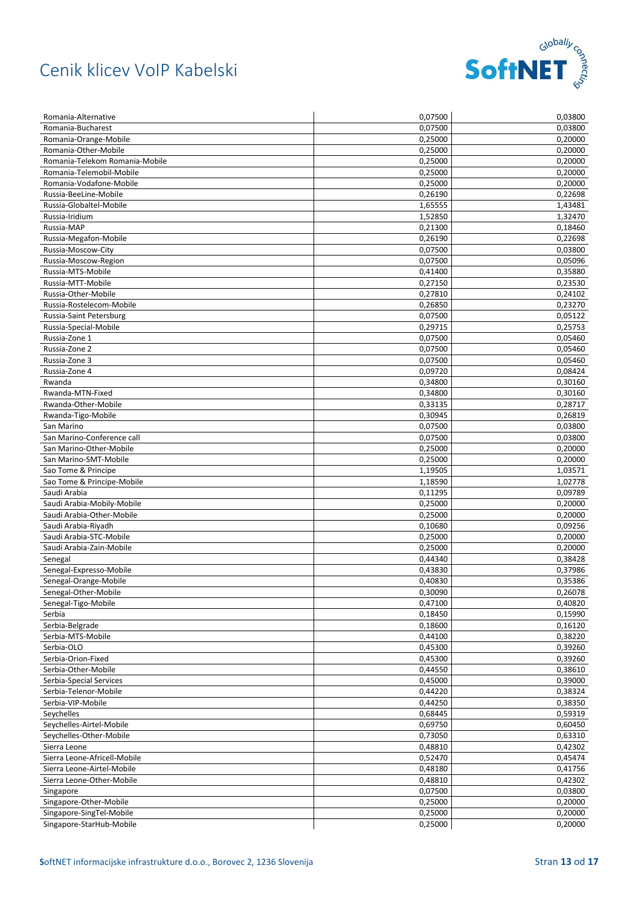| | | |
|---|---|---|
| Romania-Alternative | 0,07500 | 0,03800 |
| Romania-Bucharest | 0,07500 | 0,03800 |
| Romania-Orange-Mobile | 0,25000 | 0,20000 |
| Romania-Other-Mobile | 0,25000 | 0,20000 |
| Romania-Telekom Romania-Mobile | 0,25000 | 0,20000 |
| Romania-Telemobil-Mobile | 0,25000 | 0,20000 |
| Romania-Vodafone-Mobile | 0,25000 | 0,20000 |
| Russia-BeeLine-Mobile | 0,26190 | 0,22698 |
| Russia-Globaltel-Mobile | 1,65555 | 1,43481 |
| Russia-Iridium | 1,52850 | 1,32470 |
| Russia-MAP | 0,21300 | 0,18460 |
| Russia-Megafon-Mobile | 0,26190 | 0,22698 |
| Russia-Moscow-City | 0,07500 | 0,03800 |
| Russia-Moscow-Region | 0,07500 | 0,05096 |
| Russia-MTS-Mobile | 0,41400 | 0,35880 |
| Russia-MTT-Mobile | 0,27150 | 0,23530 |
| Russia-Other-Mobile | 0,27810 | 0,24102 |
| Russia-Rostelecom-Mobile | 0,26850 | 0,23270 |
| Russia-Saint Petersburg | 0,07500 | 0,05122 |
| Russia-Special-Mobile | 0,29715 | 0,25753 |
| Russia-Zone 1 | 0,07500 | 0,05460 |
| Russia-Zone 2 | 0,07500 | 0,05460 |
| Russia-Zone 3 | 0,07500 | 0,05460 |
| Russia-Zone 4 | 0,09720 | 0,08424 |
| Rwanda | 0,34800 | 0,30160 |
| Rwanda-MTN-Fixed | 0,34800 | 0,30160 |
| Rwanda-Other-Mobile | 0,33135 | 0,28717 |
| Rwanda-Tigo-Mobile | 0,30945 | 0,26819 |
| San Marino | 0,07500 | 0,03800 |
| San Marino-Conference call | 0,07500 | 0,03800 |
| San Marino-Other-Mobile | 0,25000 | 0,20000 |
| San Marino-SMT-Mobile | 0,25000 | 0,20000 |
| Sao Tome & Principe | 1,19505 | 1,03571 |
| Sao Tome & Principe-Mobile | 1,18590 | 1,02778 |
| Saudi Arabia | 0,11295 | 0,09789 |
| Saudi Arabia-Mobily-Mobile | 0,25000 | 0,20000 |
| Saudi Arabia-Other-Mobile | 0,25000 | 0,20000 |
| Saudi Arabia-Riyadh | 0,10680 | 0,09256 |
| Saudi Arabia-STC-Mobile | 0,25000 | 0,20000 |
| Saudi Arabia-Zain-Mobile | 0,25000 | 0,20000 |
| Senegal | 0,44340 | 0,38428 |
| Senegal-Expresso-Mobile | 0,43830 | 0,37986 |
| Senegal-Orange-Mobile | 0,40830 | 0,35386 |
| Senegal-Other-Mobile | 0,30090 | 0,26078 |
| Senegal-Tigo-Mobile | 0,47100 | 0,40820 |
| Serbia | 0,18450 | 0,15990 |
| Serbia-Belgrade | 0,18600 | 0,16120 |
| Serbia-MTS-Mobile | 0,44100 | 0,38220 |
| Serbia-OLO | 0,45300 | 0,39260 |
| Serbia-Orion-Fixed | 0,45300 | 0,39260 |
| Serbia-Other-Mobile | 0,44550 | 0,38610 |
| Serbia-Special Services | 0,45000 | 0,39000 |
| Serbia-Telenor-Mobile | 0,44220 | 0,38324 |
| Serbia-VIP-Mobile | 0,44250 | 0,38350 |
| Seychelles | 0,68445 | 0,59319 |
| Seychelles-Airtel-Mobile | 0,69750 | 0,60450 |
| Seychelles-Other-Mobile | 0,73050 | 0,63310 |
| Sierra Leone | 0,48810 | 0,42302 |
| Sierra Leone-Africell-Mobile | 0,52470 | 0,45474 |
| Sierra Leone-Airtel-Mobile | 0,48180 | 0,41756 |
| Sierra Leone-Other-Mobile | 0,48810 | 0,42302 |
| Singapore | 0,07500 | 0,03800 |
| Singapore-Other-Mobile | 0,25000 | 0,20000 |
| Singapore-SingTel-Mobile | 0,25000 | 0,20000 |
| Singapore-StarHub-Mobile | 0,25000 | 0,20000 |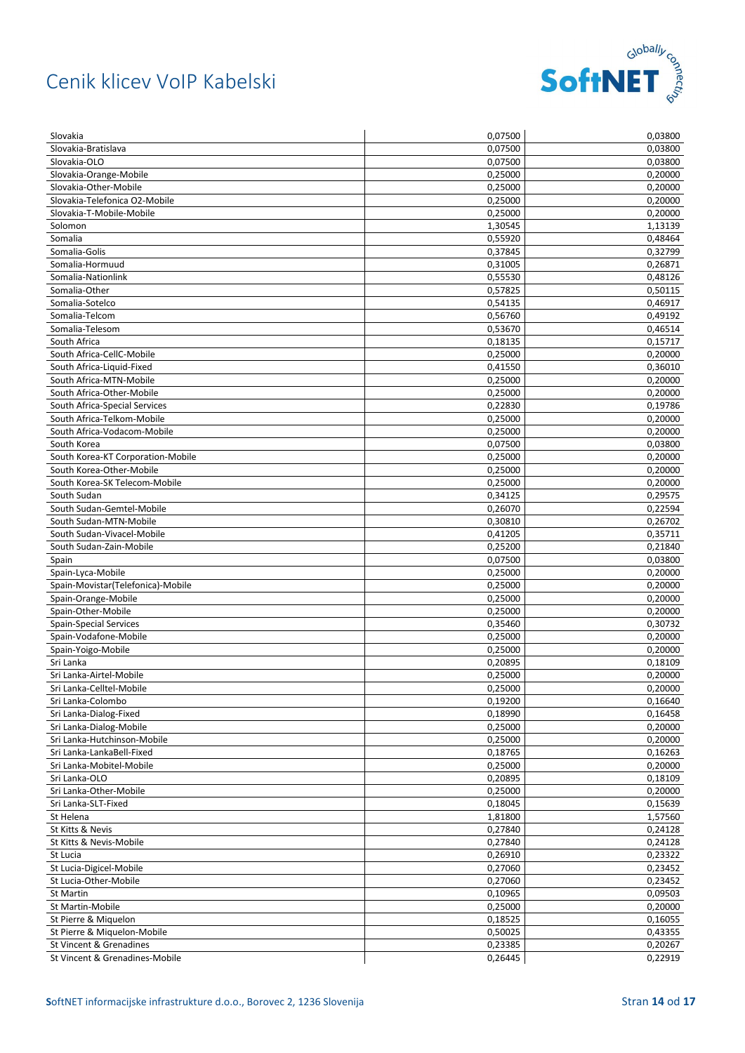| | | |
|---|---|---|
| Slovakia | 0,07500 | 0,03800 |
| Slovakia-Bratislava | 0,07500 | 0,03800 |
| Slovakia-OLO | 0,07500 | 0,03800 |
| Slovakia-Orange-Mobile | 0,25000 | 0,20000 |
| Slovakia-Other-Mobile | 0,25000 | 0,20000 |
| Slovakia-Telefonica O2-Mobile | 0,25000 | 0,20000 |
| Slovakia-T-Mobile-Mobile | 0,25000 | 0,20000 |
| Solomon | 1,30545 | 1,13139 |
| Somalia | 0,55920 | 0,48464 |
| Somalia-Golis | 0,37845 | 0,32799 |
| Somalia-Hormuud | 0,31005 | 0,26871 |
| Somalia-Nationlink | 0,55530 | 0,48126 |
| Somalia-Other | 0,57825 | 0,50115 |
| Somalia-Sotelco | 0,54135 | 0,46917 |
| Somalia-Telcom | 0,56760 | 0,49192 |
| Somalia-Telesom | 0,53670 | 0,46514 |
| South Africa | 0,18135 | 0,15717 |
| South Africa-CellC-Mobile | 0,25000 | 0,20000 |
| South Africa-Liquid-Fixed | 0,41550 | 0,36010 |
| South Africa-MTN-Mobile | 0,25000 | 0,20000 |
| South Africa-Other-Mobile | 0,25000 | 0,20000 |
| South Africa-Special Services | 0,22830 | 0,19786 |
| South Africa-Telkom-Mobile | 0,25000 | 0,20000 |
| South Africa-Vodacom-Mobile | 0,25000 | 0,20000 |
| South Korea | 0,07500 | 0,03800 |
| South Korea-KT Corporation-Mobile | 0,25000 | 0,20000 |
| South Korea-Other-Mobile | 0,25000 | 0,20000 |
| South Korea-SK Telecom-Mobile | 0,25000 | 0,20000 |
| South Sudan | 0,34125 | 0,29575 |
| South Sudan-Gemtel-Mobile | 0,26070 | 0,22594 |
| South Sudan-MTN-Mobile | 0,30810 | 0,26702 |
| South Sudan-Vivacel-Mobile | 0,41205 | 0,35711 |
| South Sudan-Zain-Mobile | 0,25200 | 0,21840 |
| Spain | 0,07500 | 0,03800 |
| Spain-Lyca-Mobile | 0,25000 | 0,20000 |
| Spain-Movistar(Telefonica)-Mobile | 0,25000 | 0,20000 |
| Spain-Orange-Mobile | 0,25000 | 0,20000 |
| Spain-Other-Mobile | 0,25000 | 0,20000 |
| Spain-Special Services | 0,35460 | 0,30732 |
| Spain-Vodafone-Mobile | 0,25000 | 0,20000 |
| Spain-Yoigo-Mobile | 0,25000 | 0,20000 |
| Sri Lanka | 0,20895 | 0,18109 |
| Sri Lanka-Airtel-Mobile | 0,25000 | 0,20000 |
| Sri Lanka-Celltel-Mobile | 0,25000 | 0,20000 |
| Sri Lanka-Colombo | 0,19200 | 0,16640 |
| Sri Lanka-Dialog-Fixed | 0,18990 | 0,16458 |
| Sri Lanka-Dialog-Mobile | 0,25000 | 0,20000 |
| Sri Lanka-Hutchinson-Mobile | 0,25000 | 0,20000 |
| Sri Lanka-LankaBell-Fixed | 0,18765 | 0,16263 |
| Sri Lanka-Mobitel-Mobile | 0,25000 | 0,20000 |
| Sri Lanka-OLO | 0,20895 | 0,18109 |
| Sri Lanka-Other-Mobile | 0,25000 | 0,20000 |
| Sri Lanka-SLT-Fixed | 0,18045 | 0,15639 |
| St Helena | 1,81800 | 1,57560 |
| St Kitts & Nevis | 0,27840 | 0,24128 |
| St Kitts & Nevis-Mobile | 0,27840 | 0,24128 |
| St Lucia | 0,26910 | 0,23322 |
| St Lucia-Digicel-Mobile | 0,27060 | 0,23452 |
| St Lucia-Other-Mobile | 0,27060 | 0,23452 |
| St Martin | 0,10965 | 0,09503 |
| St Martin-Mobile | 0,25000 | 0,20000 |
| St Pierre & Miquelon | 0,18525 | 0,16055 |
| St Pierre & Miquelon-Mobile | 0,50025 | 0,43355 |
| St Vincent & Grenadines | 0,23385 | 0,20267 |
| St Vincent & Grenadines-Mobile | 0,26445 | 0,22919 |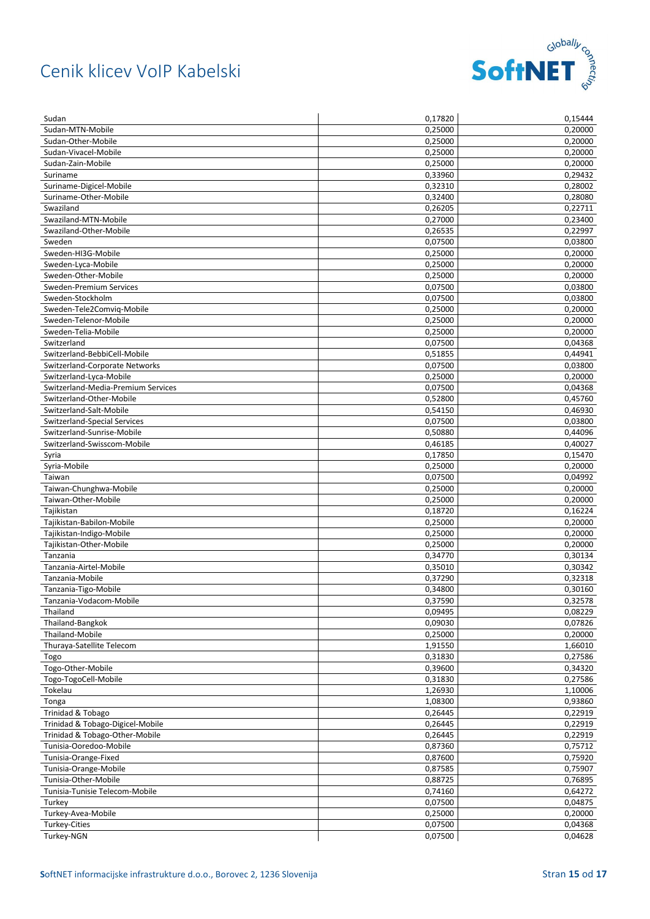# Cenik klicev VoIP Kabelski

| | | |
|---|---|---|
| Sudan | 0,17820 | 0,15444 |
| Sudan-MTN-Mobile | 0,25000 | 0,20000 |
| Sudan-Other-Mobile | 0,25000 | 0,20000 |
| Sudan-Vivacel-Mobile | 0,25000 | 0,20000 |
| Sudan-Zain-Mobile | 0,25000 | 0,20000 |
| Suriname | 0,33960 | 0,29432 |
| Suriname-Digicel-Mobile | 0,32310 | 0,28002 |
| Suriname-Other-Mobile | 0,32400 | 0,28080 |
| Swaziland | 0,26205 | 0,22711 |
| Swaziland-MTN-Mobile | 0,27000 | 0,23400 |
| Swaziland-Other-Mobile | 0,26535 | 0,22997 |
| Sweden | 0,07500 | 0,03800 |
| Sweden-HI3G-Mobile | 0,25000 | 0,20000 |
| Sweden-Lyca-Mobile | 0,25000 | 0,20000 |
| Sweden-Other-Mobile | 0,25000 | 0,20000 |
| Sweden-Premium Services | 0,07500 | 0,03800 |
| Sweden-Stockholm | 0,07500 | 0,03800 |
| Sweden-Tele2Comviq-Mobile | 0,25000 | 0,20000 |
| Sweden-Telenor-Mobile | 0,25000 | 0,20000 |
| Sweden-Telia-Mobile | 0,25000 | 0,20000 |
| Switzerland | 0,07500 | 0,04368 |
| Switzerland-BebbiCell-Mobile | 0,51855 | 0,44941 |
| Switzerland-Corporate Networks | 0,07500 | 0,03800 |
| Switzerland-Lyca-Mobile | 0,25000 | 0,20000 |
| Switzerland-Media-Premium Services | 0,07500 | 0,04368 |
| Switzerland-Other-Mobile | 0,52800 | 0,45760 |
| Switzerland-Salt-Mobile | 0,54150 | 0,46930 |
| Switzerland-Special Services | 0,07500 | 0,03800 |
| Switzerland-Sunrise-Mobile | 0,50880 | 0,44096 |
| Switzerland-Swisscom-Mobile | 0,46185 | 0,40027 |
| Syria | 0,17850 | 0,15470 |
| Syria-Mobile | 0,25000 | 0,20000 |
| Taiwan | 0,07500 | 0,04992 |
| Taiwan-Chunghwa-Mobile | 0,25000 | 0,20000 |
| Taiwan-Other-Mobile | 0,25000 | 0,20000 |
| Tajikistan | 0,18720 | 0,16224 |
| Tajikistan-Babilon-Mobile | 0,25000 | 0,20000 |
| Tajikistan-Indigo-Mobile | 0,25000 | 0,20000 |
| Tajikistan-Other-Mobile | 0,25000 | 0,20000 |
| Tanzania | 0,34770 | 0,30134 |
| Tanzania-Airtel-Mobile | 0,35010 | 0,30342 |
| Tanzania-Mobile | 0,37290 | 0,32318 |
| Tanzania-Tigo-Mobile | 0,34800 | 0,30160 |
| Tanzania-Vodacom-Mobile | 0,37590 | 0,32578 |
| Thailand | 0,09495 | 0,08229 |
| Thailand-Bangkok | 0,09030 | 0,07826 |
| Thailand-Mobile | 0,25000 | 0,20000 |
| Thuraya-Satellite Telecom | 1,91550 | 1,66010 |
| Togo | 0,31830 | 0,27586 |
| Togo-Other-Mobile | 0,39600 | 0,34320 |
| Togo-TogoCell-Mobile | 0,31830 | 0,27586 |
| Tokelau | 1,26930 | 1,10006 |
| Tonga | 1,08300 | 0,93860 |
| Trinidad & Tobago | 0,26445 | 0,22919 |
| Trinidad & Tobago-Digicel-Mobile | 0,26445 | 0,22919 |
| Trinidad & Tobago-Other-Mobile | 0,26445 | 0,22919 |
| Tunisia-Ooredoo-Mobile | 0,87360 | 0,75712 |
| Tunisia-Orange-Fixed | 0,87600 | 0,75920 |
| Tunisia-Orange-Mobile | 0,87585 | 0,75907 |
| Tunisia-Other-Mobile | 0,88725 | 0,76895 |
| Tunisia-Tunisie Telecom-Mobile | 0,74160 | 0,64272 |
| Turkey | 0,07500 | 0,04875 |
| Turkey-Avea-Mobile | 0,25000 | 0,20000 |
| Turkey-Cities | 0,07500 | 0,04368 |
| Turkey-NGN | 0,07500 | 0,04628 |

**S**oftNET informacijske infrastrukture d.o.o., Borovec 2, 1236 Slovenija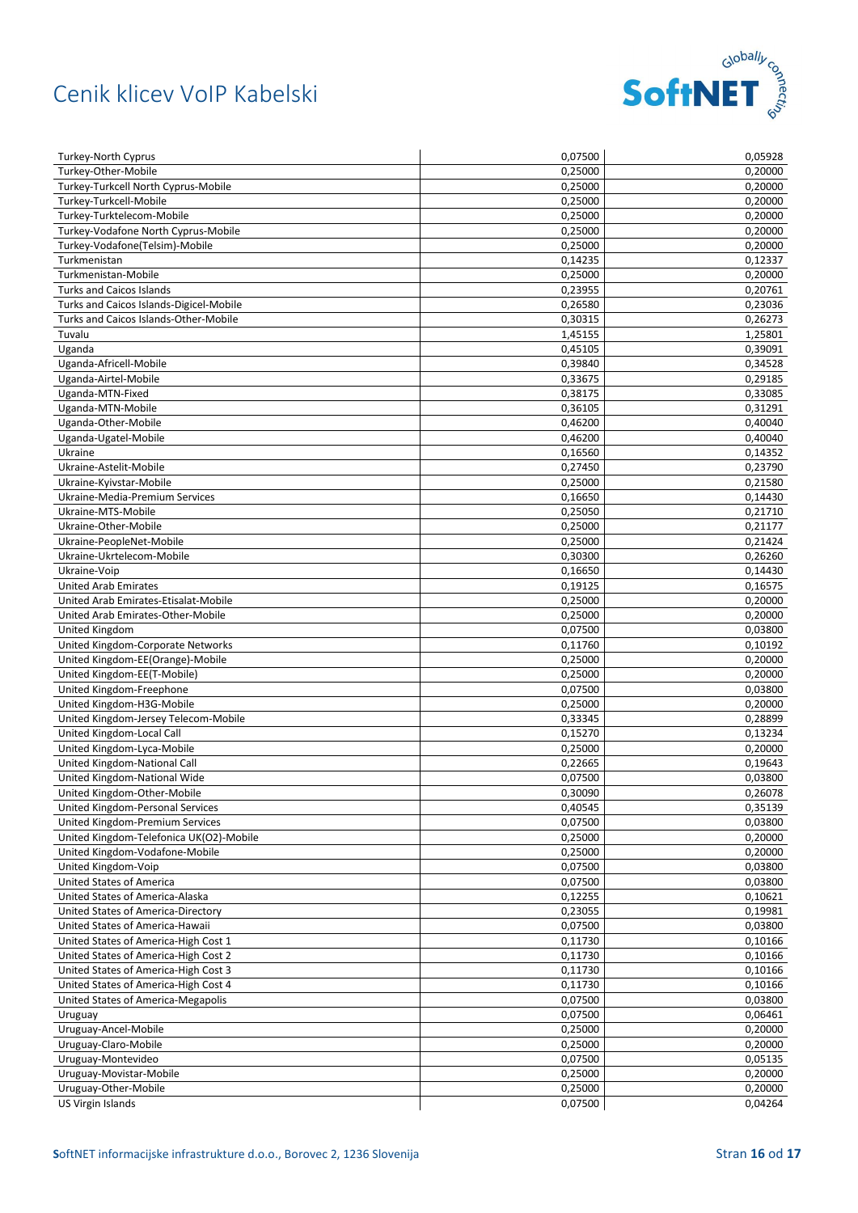| | | |
|---|---|---|
| Turkey-North Cyprus | 0,07500 | 0,05928 |
| Turkey-Other-Mobile | 0,25000 | 0,20000 |
| Turkey-Turkcell North Cyprus-Mobile | 0,25000 | 0,20000 |
| Turkey-Turkcell-Mobile | 0,25000 | 0,20000 |
| Turkey-Turktelecom-Mobile | 0,25000 | 0,20000 |
| Turkey-Vodafone North Cyprus-Mobile | 0,25000 | 0,20000 |
| Turkey-Vodafone(Telsim)-Mobile | 0,25000 | 0,20000 |
| Turkmenistan | 0,14235 | 0,12337 |
| Turkmenistan-Mobile | 0,25000 | 0,20000 |
| Turks and Caicos Islands | 0,23955 | 0,20761 |
| Turks and Caicos Islands-Digicel-Mobile | 0,26580 | 0,23036 |
| Turks and Caicos Islands-Other-Mobile | 0,30315 | 0,26273 |
| Tuvalu | 1,45155 | 1,25801 |
| Uganda | 0,45105 | 0,39091 |
| Uganda-Africell-Mobile | 0,39840 | 0,34528 |
| Uganda-Airtel-Mobile | 0,33675 | 0,29185 |
| Uganda-MTN-Fixed | 0,38175 | 0,33085 |
| Uganda-MTN-Mobile | 0,36105 | 0,31291 |
| Uganda-Other-Mobile | 0,46200 | 0,40040 |
| Uganda-Ugatel-Mobile | 0,46200 | 0,40040 |
| Ukraine | 0,16560 | 0,14352 |
| Ukraine-Astelit-Mobile | 0,27450 | 0,23790 |
| Ukraine-Kyivstar-Mobile | 0,25000 | 0,21580 |
| Ukraine-Media-Premium Services | 0,16650 | 0,14430 |
| Ukraine-MTS-Mobile | 0,25050 | 0,21710 |
| Ukraine-Other-Mobile | 0,25000 | 0,21177 |
| Ukraine-PeopleNet-Mobile | 0,25000 | 0,21424 |
| Ukraine-Ukrtelecom-Mobile | 0,30300 | 0,26260 |
| Ukraine-Voip | 0,16650 | 0,14430 |
| United Arab Emirates | 0,19125 | 0,16575 |
| United Arab Emirates-Etisalat-Mobile | 0,25000 | 0,20000 |
| United Arab Emirates-Other-Mobile | 0,25000 | 0,20000 |
| United Kingdom | 0,07500 | 0,03800 |
| United Kingdom-Corporate Networks | 0,11760 | 0,10192 |
| United Kingdom-EE(Orange)-Mobile | 0,25000 | 0,20000 |
| United Kingdom-EE(T-Mobile) | 0,25000 | 0,20000 |
| United Kingdom-Freephone | 0,07500 | 0,03800 |
| United Kingdom-H3G-Mobile | 0,25000 | 0,20000 |
| United Kingdom-Jersey Telecom-Mobile | 0,33345 | 0,28899 |
| United Kingdom-Local Call | 0,15270 | 0,13234 |
| United Kingdom-Lyca-Mobile | 0,25000 | 0,20000 |
| United Kingdom-National Call | 0,22665 | 0,19643 |
| United Kingdom-National Wide | 0,07500 | 0,03800 |
| United Kingdom-Other-Mobile | 0,30090 | 0,26078 |
| United Kingdom-Personal Services | 0,40545 | 0,35139 |
| United Kingdom-Premium Services | 0,07500 | 0,03800 |
| United Kingdom-Telefonica UK(O2)-Mobile | 0,25000 | 0,20000 |
| United Kingdom-Vodafone-Mobile | 0,25000 | 0,20000 |
| United Kingdom-Voip | 0,07500 | 0,03800 |
| United States of America | 0,07500 | 0,03800 |
| United States of America-Alaska | 0,12255 | 0,10621 |
| United States of America-Directory | 0,23055 | 0,19981 |
| United States of America-Hawaii | 0,07500 | 0,03800 |
| United States of America-High Cost 1 | 0,11730 | 0,10166 |
| United States of America-High Cost 2 | 0,11730 | 0,10166 |
| United States of America-High Cost 3 | 0,11730 | 0,10166 |
| United States of America-High Cost 4 | 0,11730 | 0,10166 |
| United States of America-Megapolis | 0,07500 | 0,03800 |
| Uruguay | 0,07500 | 0,06461 |
| Uruguay-Ancel-Mobile | 0,25000 | 0,20000 |
| Uruguay-Claro-Mobile | 0,25000 | 0,20000 |
| Uruguay-Montevideo | 0,07500 | 0,05135 |
| Uruguay-Movistar-Mobile | 0,25000 | 0,20000 |
| Uruguay-Other-Mobile | 0,25000 | 0,20000 |
| US Virgin Islands | 0,07500 | 0,04264 |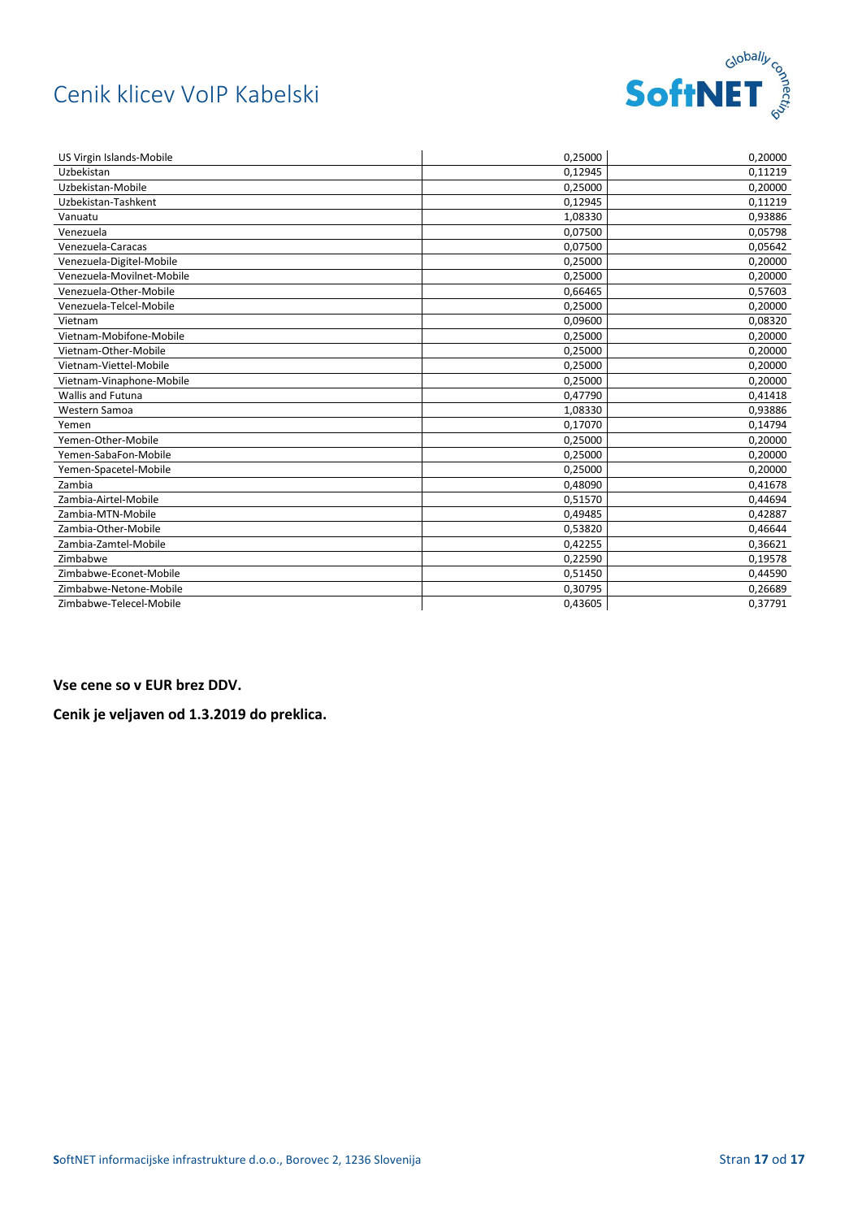| | | |
|---|---|---|
| US Virgin Islands-Mobile | 0,25000 | 0,20000 |
| Uzbekistan | 0,12945 | 0,11219 |
| Uzbekistan-Mobile | 0,25000 | 0,20000 |
| Uzbekistan-Tashkent | 0,12945 | 0,11219 |
| Vanuatu | 1,08330 | 0,93886 |
| Venezuela | 0,07500 | 0,05798 |
| Venezuela-Caracas | 0,07500 | 0,05642 |
| Venezuela-Digitel-Mobile | 0,25000 | 0,20000 |
| Venezuela-Movilnet-Mobile | 0,25000 | 0,20000 |
| Venezuela-Other-Mobile | 0,66465 | 0,57603 |
| Venezuela-Telcel-Mobile | 0,25000 | 0,20000 |
| Vietnam | 0,09600 | 0,08320 |
| Vietnam-Mobifone-Mobile | 0,25000 | 0,20000 |
| Vietnam-Other-Mobile | 0,25000 | 0,20000 |
| Vietnam-Viettel-Mobile | 0,25000 | 0,20000 |
| Vietnam-Vinaphone-Mobile | 0,25000 | 0,20000 |
| Wallis and Futuna | 0,47790 | 0,41418 |
| Western Samoa | 1,08330 | 0,93886 |
| Yemen | 0,17070 | 0,14794 |
| Yemen-Other-Mobile | 0,25000 | 0,20000 |
| Yemen-SabaFon-Mobile | 0,25000 | 0,20000 |
| Yemen-Spacetel-Mobile | 0,25000 | 0,20000 |
| Zambia | 0,48090 | 0,41678 |
| Zambia-Airtel-Mobile | 0,51570 | 0,44694 |
| Zambia-MTN-Mobile | 0,49485 | 0,42887 |
| Zambia-Other-Mobile | 0,53820 | 0,46644 |
| Zambia-Zamtel-Mobile | 0,42255 | 0,36621 |
| Zimbabwe | 0,22590 | 0,19578 |
| Zimbabwe-Econet-Mobile | 0,51450 | 0,44590 |
| Zimbabwe-Netone-Mobile | 0,30795 | 0,26689 |
| Zimbabwe-Telecel-Mobile | 0,43605 | 0,37791 |

**Vse cene so v EUR brez DDV.**

**Cenik je veljaven od 1.3.2019 do preklica.**